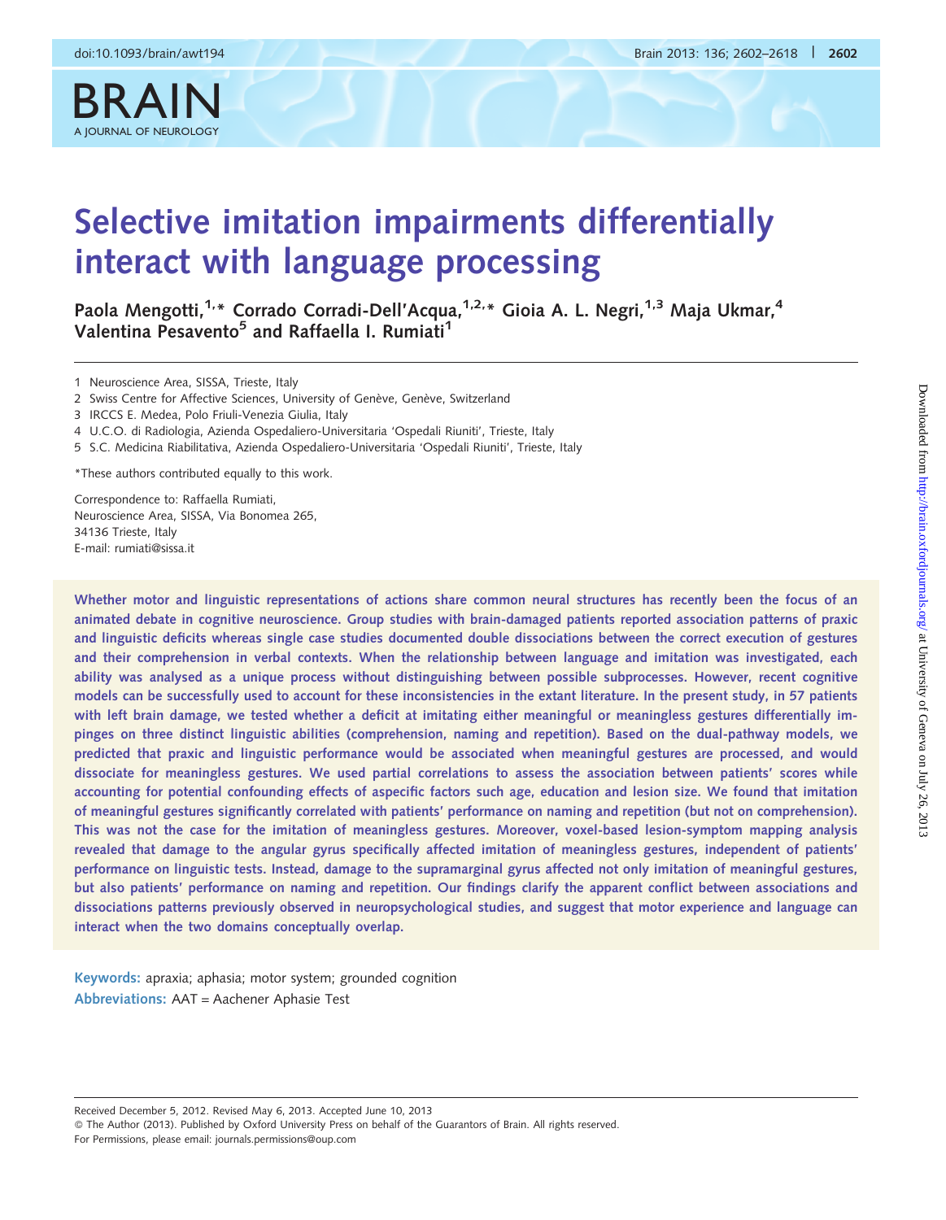# Selective imitation impairments differentially interact with language processing

Paola Mengotti,[1,*] Corrado Corradi-Dell'Acqua,[1,2,*] Gioia A. L. Negri,[1,3] Maja Ukmar,[4] Valentina Pesavento[5] and Raffaella I. Rumiati[1]

1 Neuroscience Area, SISSA, Trieste, Italy
2 Swiss Centre for Affective Sciences, University of Genève, Genève, Switzerland
3 IRCCS E. Medea, Polo Friuli-Venezia Giulia, Italy
4 U.C.O. di Radiologia, Azienda Ospedaliero-Universitaria 'Ospedali Riuniti', Trieste, Italy
5 S.C. Medicina Riabilitativa, Azienda Ospedaliero-Universitaria 'Ospedali Riuniti', Trieste, Italy

*These authors contributed equally to this work.

Correspondence to: Raffaella Rumiati,
Neuroscience Area, SISSA, Via Bonomea 265,
34136 Trieste, Italy
E-mail: rumiati@sissa.it

**Whether motor and linguistic representations of actions share common neural structures has recently been the focus of an animated debate in cognitive neuroscience. Group studies with brain-damaged patients reported association patterns of praxic and linguistic deficits whereas single case studies documented double dissociations between the correct execution of gestures and their comprehension in verbal contexts. When the relationship between language and imitation was investigated, each ability was analysed as a unique process without distinguishing between possible subprocesses. However, recent cognitive models can be successfully used to account for these inconsistencies in the extant literature. In the present study, in 57 patients with left brain damage, we tested whether a deficit at imitating either meaningful or meaningless gestures differentially impinges on three distinct linguistic abilities (comprehension, naming and repetition). Based on the dual-pathway models, we predicted that praxic and linguistic performance would be associated when meaningful gestures are processed, and would dissociate for meaningless gestures. We used partial correlations to assess the association between patients' scores while accounting for potential confounding effects of aspecific factors such age, education and lesion size. We found that imitation of meaningful gestures significantly correlated with patients' performance on naming and repetition (but not on comprehension). This was not the case for the imitation of meaningless gestures. Moreover, voxel-based lesion-symptom mapping analysis revealed that damage to the angular gyrus specifically affected imitation of meaningless gestures, independent of patients' performance on linguistic tests. Instead, damage to the supramarginal gyrus affected not only imitation of meaningful gestures, but also patients' performance on naming and repetition. Our findings clarify the apparent conflict between associations and dissociations patterns previously observed in neuropsychological studies, and suggest that motor experience and language can interact when the two domains conceptually overlap.**

**Keywords:** apraxia; aphasia; motor system; grounded cognition

**Abbreviations:** AAT = Aachener Aphasie Test

Received December 5, 2012. Revised May 6, 2013. Accepted June 10, 2013
© The Author (2013). Published by Oxford University Press on behalf of the Guarantors of Brain. All rights reserved.
For Permissions, please email: journals.permissions@oup.com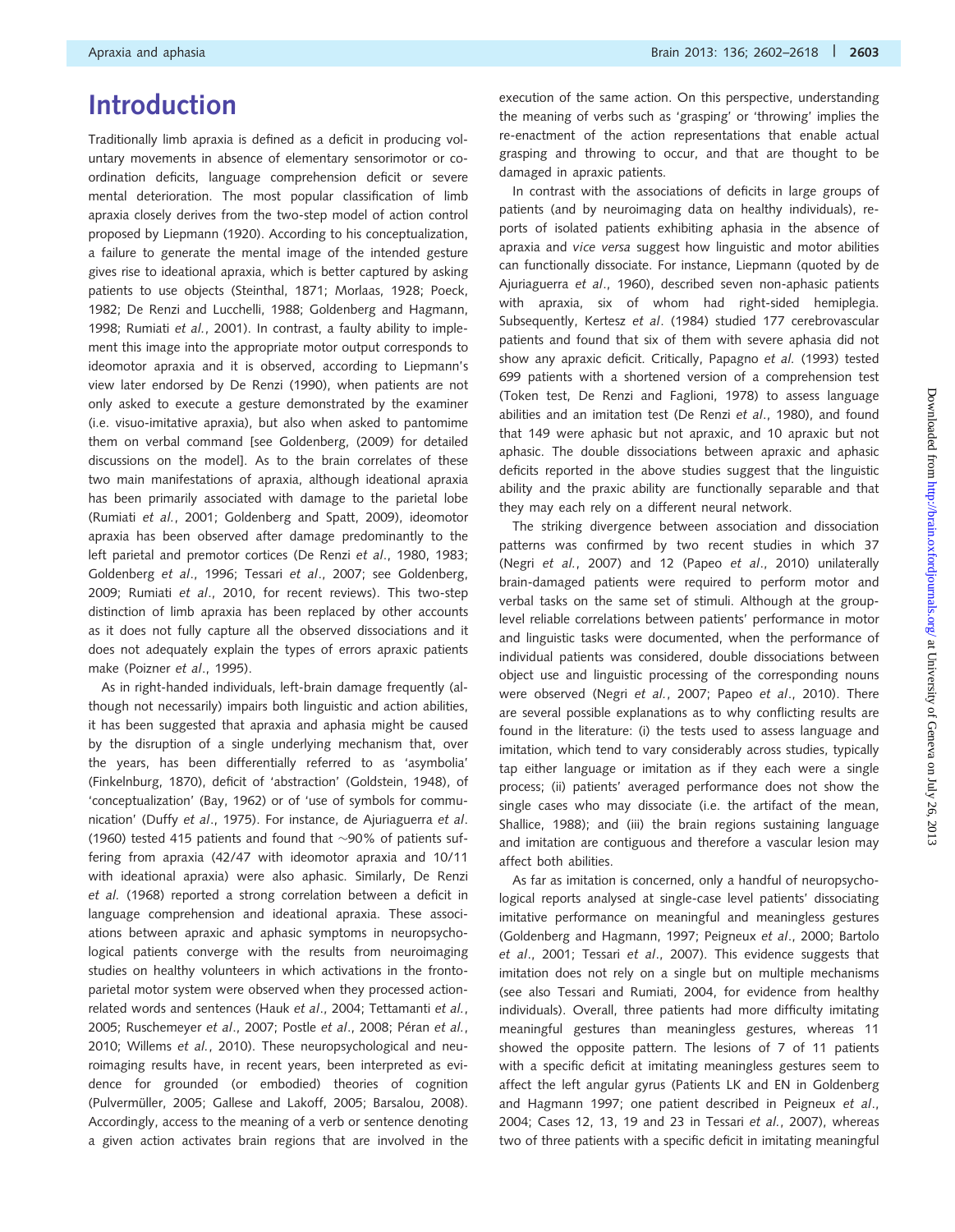# Introduction

Traditionally limb apraxia is defined as a deficit in producing voluntary movements in absence of elementary sensorimotor or co-ordination deficits, language comprehension deficit or severe mental deterioration. The most popular classification of limb apraxia closely derives from the two-step model of action control proposed by Liepmann (1920). According to his conceptualization, a failure to generate the mental image of the intended gesture gives rise to ideational apraxia, which is better captured by asking patients to use objects (Steinthal, 1871; Morlaas, 1928; Poeck, 1982; De Renzi and Lucchelli, 1988; Goldenberg and Hagmann, 1998; Rumiati *et al.*, 2001). In contrast, a faulty ability to implement this image into the appropriate motor output corresponds to ideomotor apraxia and it is observed, according to Liepmann's view later endorsed by De Renzi (1990), when patients are not only asked to execute a gesture demonstrated by the examiner (i.e. visuo-imitative apraxia), but also when asked to pantomime them on verbal command [see Goldenberg, (2009) for detailed discussions on the model]. As to the brain correlates of these two main manifestations of apraxia, although ideational apraxia has been primarily associated with damage to the parietal lobe (Rumiati *et al.*, 2001; Goldenberg and Spatt, 2009), ideomotor apraxia has been observed after damage predominantly to the left parietal and premotor cortices (De Renzi *et al.*, 1980, 1983; Goldenberg *et al.*, 1996; Tessari *et al.*, 2007; see Goldenberg, 2009; Rumiati *et al.*, 2010, for recent reviews). This two-step distinction of limb apraxia has been replaced by other accounts as it does not fully capture all the observed dissociations and it does not adequately explain the types of errors apraxic patients make (Poizner *et al.*, 1995).

As in right-handed individuals, left-brain damage frequently (although not necessarily) impairs both linguistic and action abilities, it has been suggested that apraxia and aphasia might be caused by the disruption of a single underlying mechanism that, over the years, has been differentially referred to as 'asymbolia' (Finkelnburg, 1870), deficit of 'abstraction' (Goldstein, 1948), of 'conceptualization' (Bay, 1962) or of 'use of symbols for communication' (Duffy *et al.*, 1975). For instance, de Ajuriaguerra *et al.* (1960) tested 415 patients and found that ~90% of patients suffering from apraxia (42/47 with ideomotor apraxia and 10/11 with ideational apraxia) were also aphasic. Similarly, De Renzi *et al.* (1968) reported a strong correlation between a deficit in language comprehension and ideational apraxia. These associations between apraxic and aphasic symptoms in neuropsychological patients converge with the results from neuroimaging studies on healthy volunteers in which activations in the fronto-parietal motor system were observed when they processed action-related words and sentences (Hauk *et al.*, 2004; Tettamanti *et al.*, 2005; Ruschemeyer *et al.*, 2007; Postle *et al.*, 2008; Péran *et al.*, 2010; Willems *et al.*, 2010). These neuropsychological and neuroimaging results have, in recent years, been interpreted as evidence for grounded (or embodied) theories of cognition (Pulvermüller, 2005; Gallese and Lakoff, 2005; Barsalou, 2008). Accordingly, access to the meaning of a verb or sentence denoting a given action activates brain regions that are involved in the execution of the same action. On this perspective, understanding the meaning of verbs such as 'grasping' or 'throwing' implies the re-enactment of the action representations that enable actual grasping and throwing to occur, and that are thought to be damaged in apraxic patients.

In contrast with the associations of deficits in large groups of patients (and by neuroimaging data on healthy individuals), reports of isolated patients exhibiting aphasia in the absence of apraxia and *vice versa* suggest how linguistic and motor abilities can functionally dissociate. For instance, Liepmann (quoted by de Ajuriaguerra *et al.*, 1960), described seven non-aphasic patients with apraxia, six of whom had right-sided hemiplegia. Subsequently, Kertesz *et al.* (1984) studied 177 cerebrovascular patients and found that six of them with severe aphasia did not show any apraxic deficit. Critically, Papagno *et al.* (1993) tested 699 patients with a shortened version of a comprehension test (Token test, De Renzi and Faglioni, 1978) to assess language abilities and an imitation test (De Renzi *et al.*, 1980), and found that 149 were aphasic but not apraxic, and 10 apraxic but not aphasic. The double dissociations between apraxic and aphasic deficits reported in the above studies suggest that the linguistic ability and the praxic ability are functionally separable and that they may each rely on a different neural network.

The striking divergence between association and dissociation patterns was confirmed by two recent studies in which 37 (Negri *et al.*, 2007) and 12 (Papeo *et al.*, 2010) unilaterally brain-damaged patients were required to perform motor and verbal tasks on the same set of stimuli. Although at the group-level reliable correlations between patients' performance in motor and linguistic tasks were documented, when the performance of individual patients was considered, double dissociations between object use and linguistic processing of the corresponding nouns were observed (Negri *et al.*, 2007; Papeo *et al.*, 2010). There are several possible explanations as to why conflicting results are found in the literature: (i) the tests used to assess language and imitation, which tend to vary considerably across studies, typically tap either language or imitation as if they each were a single process; (ii) patients' averaged performance does not show the single cases who may dissociate (i.e. the artifact of the mean, Shallice, 1988); and (iii) the brain regions sustaining language and imitation are contiguous and therefore a vascular lesion may affect both abilities.

As far as imitation is concerned, only a handful of neuropsychological reports analysed at single-case level patients' dissociating imitative performance on meaningful and meaningless gestures (Goldenberg and Hagmann, 1997; Peigneux *et al.*, 2000; Bartolo *et al.*, 2001; Tessari *et al.*, 2007). This evidence suggests that imitation does not rely on a single but on multiple mechanisms (see also Tessari and Rumiati, 2004, for evidence from healthy individuals). Overall, three patients had more difficulty imitating meaningful gestures than meaningless gestures, whereas 11 showed the opposite pattern. The lesions of 7 of 11 patients with a specific deficit at imitating meaningless gestures seem to affect the left angular gyrus (Patients LK and EN in Goldenberg and Hagmann 1997; one patient described in Peigneux *et al.*, 2004; Cases 12, 13, 19 and 23 in Tessari *et al.*, 2007), whereas two of three patients with a specific deficit in imitating meaningful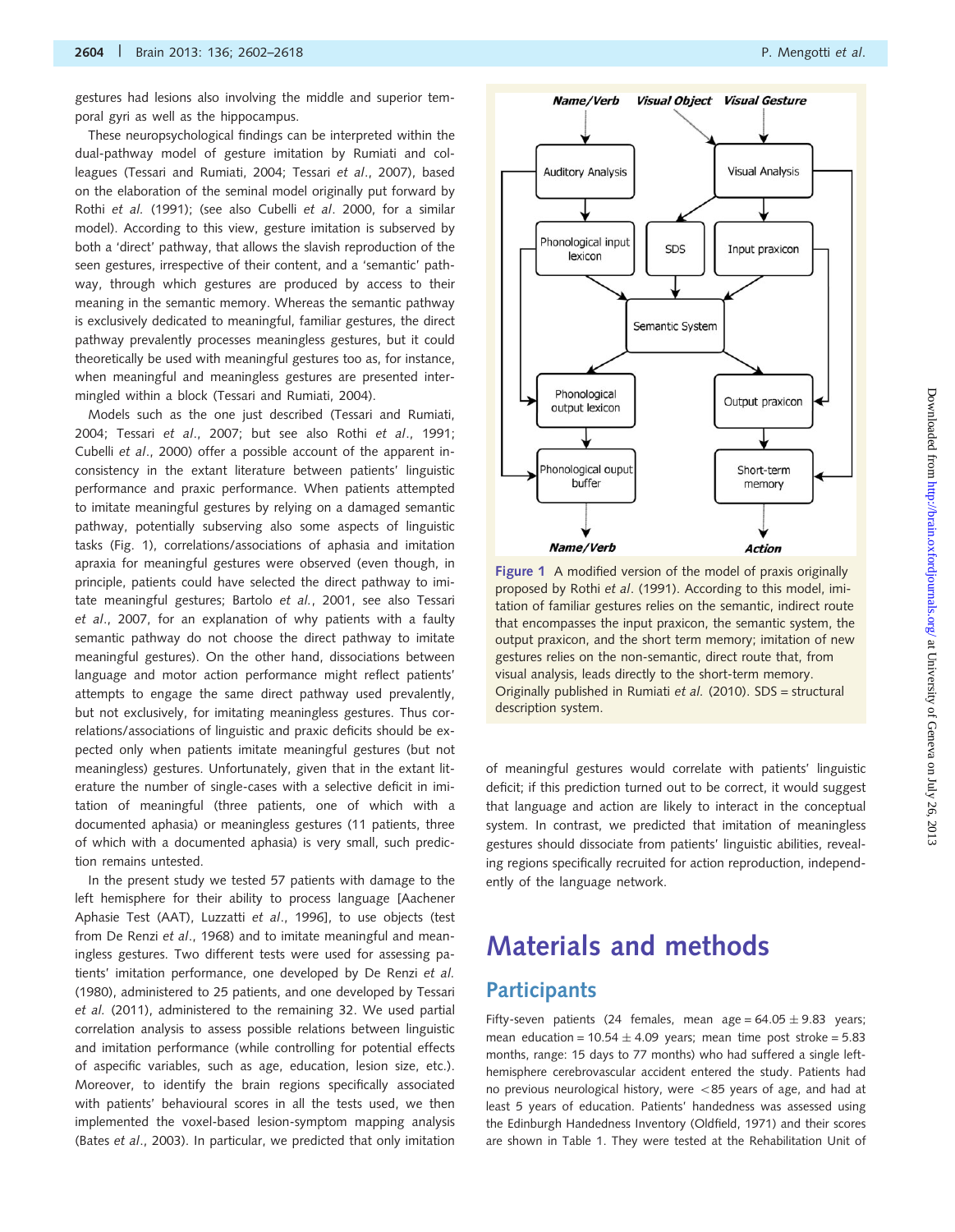gestures had lesions also involving the middle and superior temporal gyri as well as the hippocampus.

These neuropsychological findings can be interpreted within the dual-pathway model of gesture imitation by Rumiati and colleagues (Tessari and Rumiati, 2004; Tessari *et al*., 2007), based on the elaboration of the seminal model originally put forward by Rothi *et al*. (1991); (see also Cubelli *et al*. 2000, for a similar model). According to this view, gesture imitation is subserved by both a 'direct' pathway, that allows the slavish reproduction of the seen gestures, irrespective of their content, and a 'semantic' pathway, through which gestures are produced by access to their meaning in the semantic memory. Whereas the semantic pathway is exclusively dedicated to meaningful, familiar gestures, the direct pathway prevalently processes meaningless gestures, but it could theoretically be used with meaningful gestures too as, for instance, when meaningful and meaningless gestures are presented intermingled within a block (Tessari and Rumiati, 2004).

Models such as the one just described (Tessari and Rumiati, 2004; Tessari *et al*., 2007; but see also Rothi *et al*., 1991; Cubelli *et al*., 2000) offer a possible account of the apparent inconsistency in the extant literature between patients' linguistic performance and praxic performance. When patients attempted to imitate meaningful gestures by relying on a damaged semantic pathway, potentially subserving also some aspects of linguistic tasks (Fig. 1), correlations/associations of aphasia and imitation apraxia for meaningful gestures were observed (even though, in principle, patients could have selected the direct pathway to imitate meaningful gestures; Bartolo *et al*., 2001, see also Tessari *et al*., 2007, for an explanation of why patients with a faulty semantic pathway do not choose the direct pathway to imitate meaningful gestures). On the other hand, dissociations between language and motor action performance might reflect patients' attempts to engage the same direct pathway used prevalently, but not exclusively, for imitating meaningless gestures. Thus correlations/associations of linguistic and praxic deficits should be expected only when patients imitate meaningful gestures (but not meaningless) gestures. Unfortunately, given that in the extant literature the number of single-cases with a selective deficit in imitation of meaningful (three patients, one of which with a documented aphasia) or meaningless gestures (11 patients, three of which with a documented aphasia) is very small, such prediction remains untested.

In the present study we tested 57 patients with damage to the left hemisphere for their ability to process language [Aachener Aphasie Test (AAT), Luzzatti *et al*., 1996], to use objects (test from De Renzi *et al*., 1968) and to imitate meaningful and meaningless gestures. Two different tests were used for assessing patients' imitation performance, one developed by De Renzi *et al.* (1980), administered to 25 patients, and one developed by Tessari *et al.* (2011), administered to the remaining 32. We used partial correlation analysis to assess possible relations between linguistic and imitation performance (while controlling for potential effects of aspecific variables, such as age, education, lesion size, etc.). Moreover, to identify the brain regions specifically associated with patients' behavioural scores in all the tests used, we then implemented the voxel-based lesion-symptom mapping analysis (Bates *et al*., 2003). In particular, we predicted that only imitation of meaningful gestures would correlate with patients' linguistic deficit; if this prediction turned out to be correct, it would suggest that language and action are likely to interact in the conceptual system. In contrast, we predicted that imitation of meaningless gestures should dissociate from patients' linguistic abilities, revealing regions specifically recruited for action reproduction, independently of the language network.

Figure 1 A modified version of the model of praxis originally proposed by Rothi *et al*. (1991). According to this model, imitation of familiar gestures relies on the semantic, indirect route that encompasses the input praxicon, the semantic system, the output praxicon, and the short term memory; imitation of new gestures relies on the non-semantic, direct route that, from visual analysis, leads directly to the short-term memory. Originally published in Rumiati *et al.* (2010). SDS = structural description system.

# Materials and methods

## Participants

Fifty-seven patients (24 females, mean age = 64.05 ± 9.83 years; mean education = 10.54 ± 4.09 years; mean time post stroke = 5.83 months, range: 15 days to 77 months) who had suffered a single left-hemisphere cerebrovascular accident entered the study. Patients had no previous neurological history, were <85 years of age, and had at least 5 years of education. Patients' handedness was assessed using the Edinburgh Handedness Inventory (Oldfield, 1971) and their scores are shown in Table 1. They were tested at the Rehabilitation Unit of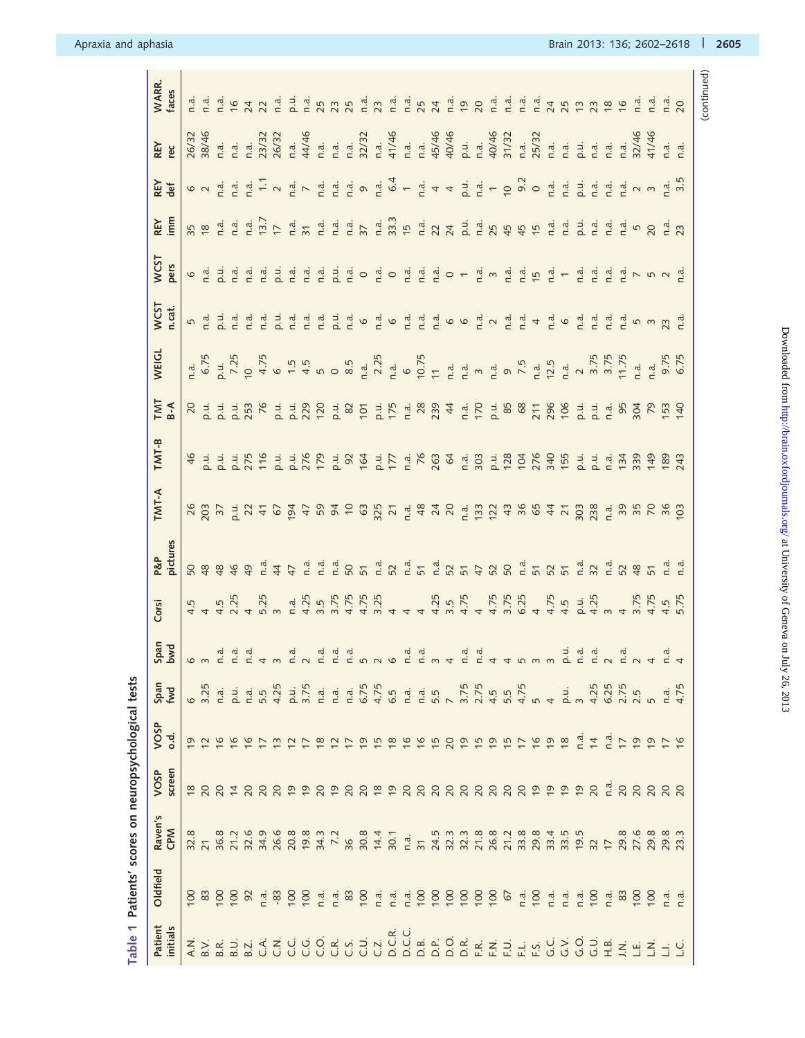**Table 1** Patients' scores on neuropsychological tests

| Patient initials | Oldfield | Raven's CPM | VOSP screen | VOSP o.d. | Span fwd | Span bwd | Corsi | P&P pictures | TMT-A | TMT-B | TMT B-A | WEIGL | WCST n.cat. | WCST pers | REY imm | REY def | REY rec | WARR. faces |
|---|---|---|---|---|---|---|---|---|---|---|---|---|---|---|---|---|---|---|
| A.N. | 100 | 32.8 | 18 | 19 | 6 | 6 | 4.5 | 50 | 26 | 46 | 20 | n.a. | 5 | 6 | 35 | 6 | 26/32 | n.a. |
| B.V. | 83 | 21 | 20 | 12 | 3.25 | 3 | 4 | 48 | 203 | p.u. | p.u. | 6.75 | n.a. | n.a. | 18 | 2 | 38/46 | n.a. |
| B.R. | 100 | 36.8 | 20 | 16 | n.a. | n.a. | 4.5 | 48 | 37 | p.u. | p.u. | p.u. | p.u. | p.u. | n.a. | n.a. | n.a. | n.a. |
| B.U. | 100 | 21.2 | 14 | 16 | p.u. | n.a. | 2.25 | 46 | p.u. | p.u. | p.u. | 7.25 | n.a. | n.a. | n.a. | n.a. | n.a. | 16 |
| B.Z. | 92 | 32.6 | 20 | 16 | n.a. | n.a. | 4 | 49 | 22 | 275 | 253 | 10 | n.a. | n.a. | n.a. | n.a. | n.a. | 24 |
| C.A. | n.a. | 34.9 | 20 | 17 | 5.5 | 4 | 5.25 | n.a. | 41 | 116 | 76 | 4.75 | n.a. | n.a. | 13.7 | 1.1 | 23/32 | 22 |
| C.N. | -83 | 26.6 | 20 | 13 | 4.25 | 3 | 3 | 44 | 67 | p.u. | p.u. | 6 | p.u. | p.u. | 17 | 2 | 26/32 | n.a. |
| C.C. | 100 | 20.8 | 19 | 12 | p.u. | n.a. | n.a. | 47 | 194 | p.u. | p.u. | 1.5 | n.a. | n.a. | n.a. | n.a. | n.a. | p.u. |
| C.G. | 100 | 19.8 | 19 | 17 | 3.75 | 2 | 4.25 | n.a. | 47 | 276 | 229 | 4.5 | n.a. | n.a. | 31 | 7 | 44/46 | n.a. |
| C.O. | n.a. | 34.3 | 20 | 18 | n.a. | n.a. | 3.5 | n.a. | 59 | 179 | 120 | 5 | n.a. | n.a. | n.a. | n.a. | n.a. | 25 |
| C.R. | n.a. | 7.2 | 19 | 12 | n.a. | n.a. | 3.75 | n.a. | 94 | p.u. | p.u. | 0 | p.u. | p.u. | n.a. | n.a. | n.a. | 23 |
| C.S. | 83 | 36 | 20 | 17 | n.a. | n.a. | 4.75 | 50 | 10 | 92 | 82 | 8.5 | n.a. | n.a. | n.a. | n.a. | n.a. | 25 |
| C.U. | 100 | 30.8 | 20 | 19 | 6.75 | 5 | 4.75 | 51 | 63 | 164 | 101 | n.a. | 6 | 0 | 37 | 9 | 32/32 | n.a. |
| C.Z. | n.a. | 14.4 | 18 | 15 | 4.75 | 2 | 3.25 | n.a. | 325 | p.u. | p.u. | 2.25 | n.a. | n.a. | n.a. | n.a. | n.a. | 23 |
| D.C.R. | n.a. | 30.1 | 19 | 18 | 6.5 | 6 | 4 | 52 | 21 | 177 | 175 | n.a. | 6 | 0 | 33.3 | 6.4 | 41/46 | n.a. |
| D.C.C. | n.a. | n.a. | 20 | 16 | n.a. | n.a. | 4 | n.a. | n.a. | n.a. | n.a. | 6 | n.a. | n.a. | 15 | 1 | n.a. | n.a. |
| D.B. | 100 | 31 | 20 | 16 | n.a. | n.a. | 4 | 51 | 48 | 76 | 28 | 10.75 | n.a. | n.a. | n.a. | n.a. | n.a. | 25 |
| D.P. | 100 | 24.5 | 20 | 15 | 5.5 | 3 | 4.25 | n.a. | 24 | 263 | 239 | 11 | n.a. | n.a. | 22 | 4 | 45/46 | 24 |
| D.O. | 100 | 32.3 | 20 | 20 | 7 | 4 | 3.5 | 52 | 20 | 64 | 44 | n.a. | 6 | 0 | 24 | 4 | 40/46 | n.a. |
| D.R. | 100 | 32.3 | 20 | 19 | 3.75 | n.a. | 4.75 | 51 | n.a. | n.a. | n.a. | n.a. | 6 | 1 | p.u. | p.u. | p.u. | 19 |
| F.R. | 100 | 21.8 | 20 | 15 | 2.75 | n.a. | 4 | 47 | 133 | 303 | 170 | 3 | n.a. | n.a. | n.a. | n.a. | n.a. | 20 |
| F.N. | 100 | 26.8 | 20 | 19 | 4.5 | 4 | 4.75 | 52 | 122 | p.u. | p.u. | n.a. | 2 | 3 | 25 | 1 | 40/46 | n.a. |
| F.U. | 67 | 21.2 | 20 | 15 | 5.5 | 4 | 3.75 | 50 | 43 | 128 | 85 | 9 | n.a. | n.a. | 45 | 10 | 31/32 | n.a. |
| F.L. | n.a. | 33.8 | 20 | 17 | 4.75 | 5 | 6.25 | n.a. | 36 | 104 | 68 | 7.5 | n.a. | n.a. | 45 | 9.2 | n.a. | n.a. |
| F.S. | 100 | 29.8 | 19 | 16 | 5 | 3 | 4 | 51 | 65 | 276 | 211 | n.a. | 4 | 15 | 15 | 0 | 25/32 | n.a. |
| G.C. | n.a. | 33.4 | 19 | 19 | 4 | 3 | 4.75 | 52 | 44 | 340 | 296 | 12.5 | n.a. | n.a. | n.a. | n.a. | n.a. | 24 |
| G.V. | n.a. | 33.5 | 19 | 18 | p.u. | p.u. | 4.5 | 51 | 21 | 155 | 106 | n.a. | 6 | 1 | n.a. | n.a. | n.a. | 25 |
| G.O. | n.a. | 19.5 | 19 | n.a. | 3 | n.a. | p.u. | n.a. | 303 | p.u. | p.u. | 2 | n.a. | n.a. | p.u. | p.u. | p.u. | 13 |
| G.U. | 100 | 32 | 20 | 14 | 4.25 | n.a. | 4.25 | 32 | 238 | p.u. | p.u. | 3.75 | n.a. | n.a. | n.a. | n.a. | n.a. | 23 |
| H.B. | n.a. | 17 | n.a. | n.a. | 6.25 | 2 | 3 | n.a. | n.a. | n.a. | n.a. | 3.75 | n.a. | n.a. | n.a. | n.a. | n.a. | 18 |
| J.N. | 83 | 29.8 | 20 | 17 | 2.75 | n.a. | 4 | 52 | 39 | 134 | 95 | 11.75 | n.a. | n.a. | n.a. | n.a. | n.a. | 16 |
| L.E. | 100 | 27.6 | 20 | 19 | 2.5 | 2 | 3.75 | 48 | 35 | 339 | 304 | n.a. | 5 | 7 | 5 | 2 | 32/46 | n.a. |
| L.N. | 100 | 29.8 | 20 | 19 | 5 | 4 | 4.75 | 51 | 70 | 149 | 79 | n.a. | 3 | 5 | 20 | 3 | 41/46 | n.a. |
| L.I. | n.a. | 29.8 | 20 | 17 | n.a. | n.a. | 4.5 | n.a. | 36 | 189 | 153 | 9.75 | 23 | 2 | n.a. | n.a. | n.a. | n.a. |
| L.C. | n.a. | 23.3 | 20 | 16 | 4.75 | 4 | 5.75 | n.a. | 103 | 243 | 140 | 6.75 | n.a. | n.a. | 23 | 3.5 | n.a. | 20 |

(continued)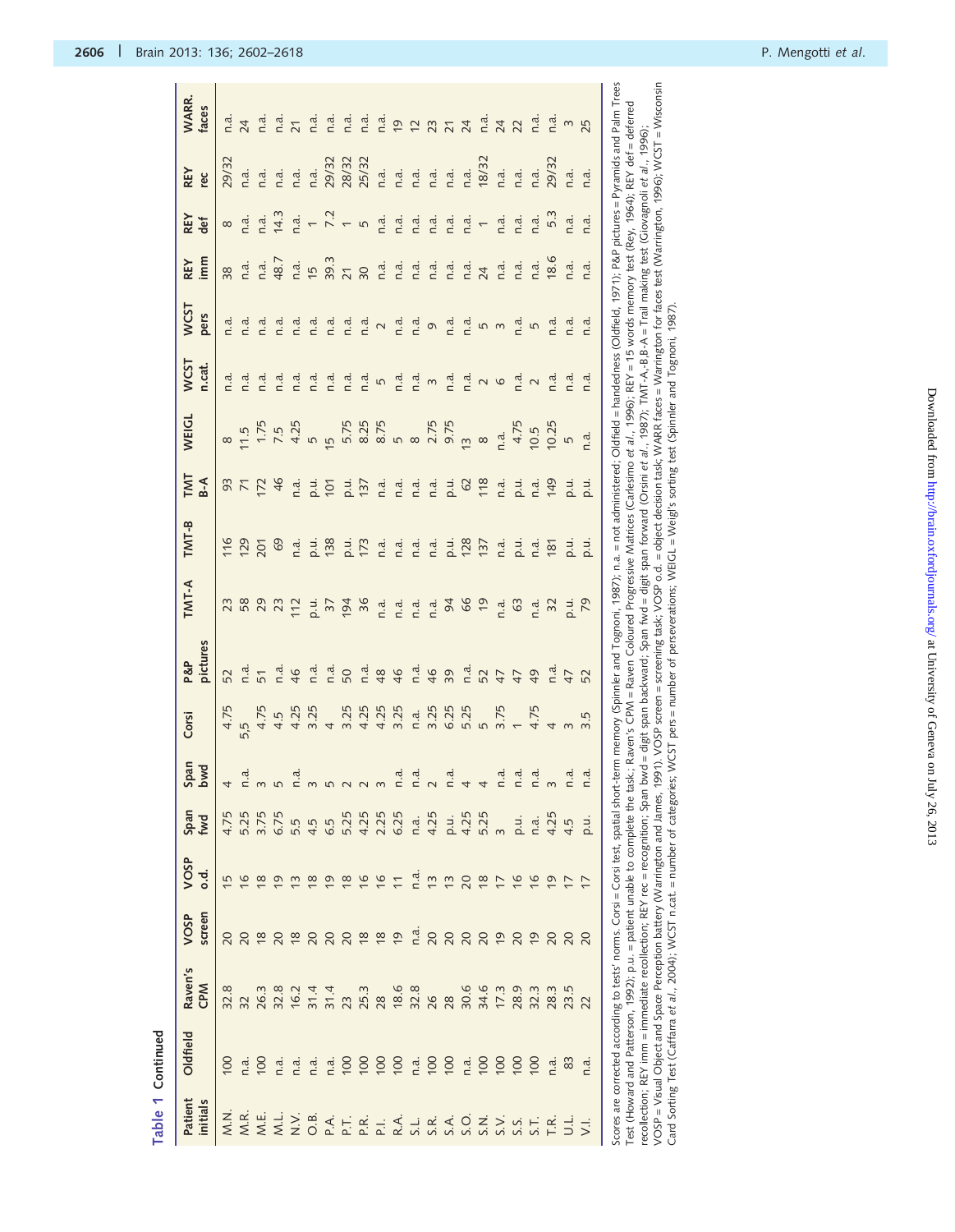**Table 1** Continued

| Patient initials | Oldfield | Raven's CPM | VOSP screen | VOSP o.d. | Span fwd | Span bwd | Corsi | P&P pictures | TMT-A | TMT-B | TMT B-A | WEIGL | WCST n.cat. | WCST pers | REY imm | REY def | REY rec | WARR. faces |
|---|---|---|---|---|---|---|---|---|---|---|---|---|---|---|---|---|---|---|
| M.N. | 100 | 32.8 | 20 | 15 | 4.75 | 4 | 4.75 | 52 | 23 | 116 | 93 | 8 | n.a. | n.a. | 38 | 8 | 29/32 | n.a. |
| M.R. | n.a. | 32 | 20 | 16 | 5.25 | n.a. | 5,5 | n.a. | 58 | 129 | 71 | 11.5 | n.a. | n.a. | n.a. | n.a. | n.a. | 24 |
| M.E. | 100 | 26.3 | 18 | 18 | 3.75 | 3 | 4.75 | 51 | 29 | 201 | 172 | 1.75 | n.a. | n.a. | n.a. | n.a. | n.a. | n.a. |
| M.L. | n.a. | 32.8 | 20 | 19 | 6.75 | 5 | 4.5 | n.a. | 23 | 69 | 46 | 7.5 | n.a. | n.a. | 48.7 | 14.3 | n.a. | n.a. |
| N.V. | n.a. | 16.2 | 18 | 13 | 5.5 | n.a. | 4.25 | 46 | 112 | n.a. | n.a. | 4.25 | n.a. | n.a. | n.a. | n.a. | n.a. | 21 |
| O.B. | n.a. | 31.4 | 20 | 18 | 4.5 | 3 | 3.25 | n.a. | p.u. | p.u. | p.u. | 5 | n.a. | n.a. | 15 | 1 | n.a. | n.a. |
| P.A. | n.a. | 31.4 | 20 | 19 | 6.5 | 5 | 4 | n.a. | 37 | 138 | 101 | 15 | n.a. | n.a. | 39.3 | 7.2 | 29/32 | n.a. |
| P.T. | 100 | 23 | 20 | 18 | 5.25 | 2 | 3.25 | 50 | 194 | p.u. | p.u. | 5.75 | n.a. | n.a. | 21 | 1 | 28/32 | n.a. |
| P.R. | 100 | 25.3 | 18 | 16 | 4.25 | 2 | 4.25 | n.a. | 36 | 173 | 137 | 8.25 | n.a. | n.a. | 30 | 5 | 25/32 | n.a. |
| P.I. | 100 | 28 | 18 | 16 | 2.25 | 3 | 4.25 | 48 | n.a. | n.a. | n.a. | 8.75 | 5 | 2 | n.a. | n.a. | n.a. | n.a. |
| R.A. | 100 | 18.6 | 19 | 11 | 6.25 | n.a. | 3.25 | 46 | n.a. | n.a. | n.a. | 5 | n.a. | n.a. | n.a. | n.a. | n.a. | 19 |
| S.L. | n.a. | 32.8 | n.a. | n.a. | n.a. | n.a. | n.a. | n.a. | n.a. | n.a. | n.a. | 8 | n.a. | n.a. | n.a. | n.a. | n.a. | 12 |
| S.R. | 100 | 26 | 20 | 13 | 4.25 | 2 | 3.25 | 46 | n.a. | n.a. | n.a. | 2.75 | 3 | 9 | n.a. | n.a. | n.a. | 23 |
| S.A. | 100 | 28 | 20 | 13 | p.u. | n.a. | 6.25 | 39 | 94 | p.u. | p.u. | 9.75 | n.a. | n.a. | n.a. | n.a. | n.a. | 21 |
| S.O. | n.a. | 30.6 | 20 | 20 | 4.25 | 4 | 5.25 | n.a. | 66 | 128 | 62 | 13 | n.a. | n.a. | n.a. | n.a. | n.a. | 24 |
| S.N. | 100 | 34.6 | 20 | 18 | 5.25 | 4 | 5 | 52 | 19 | 137 | 118 | 8 | 2 | 5 | 24 | 1 | 18/32 | n.a. |
| S.V. | 100 | 17.3 | 19 | 17 | 3 | n.a. | 3.75 | 47 | n.a. | n.a. | n.a. | n.a. | 6 | 3 | n.a. | n.a. | n.a. | 24 |
| S.S. | 100 | 28.9 | 20 | 16 | p.u. | n.a. | 1 | 47 | 63 | p.u. | p.u. | 4.75 | n.a. | n.a. | n.a. | n.a. | n.a. | 22 |
| S.T. | 100 | 32.3 | 19 | 16 | n.a. | n.a. | 4.75 | 49 | n.a. | n.a. | n.a. | 10.5 | 2 | 5 | n.a. | n.a. | n.a. | n.a. |
| T.R. | n.a. | 28.3 | 20 | 19 | 4.25 | 3 | 4 | n.a. | 32 | 181 | 149 | 10.25 | n.a. | n.a. | 18.6 | 5.3 | 29/32 | n.a. |
| U.L. | 83 | 23.5 | 20 | 17 | 4.5 | n.a. | 3 | 47 | p.u. | p.u. | p.u. | 5 | n.a. | n.a. | n.a. | n.a. | n.a. | 3 |
| V.I. | n.a. | 22 | 20 | 17 | p.u. | n.a. | 3.5 | 52 | 79 | p.u. | p.u. | n.a. | n.a. | n.a. | n.a. | n.a. | n.a. | 25 |

Scores are corrected according to tests' norms. Corsi = Corsi test, spatial short-term memory (Spinnler and Tognoni, 1987); n.a. = not administered; Oldfield = handedness (Oldfield, 1971); P&P pictures = Pyramids and Palm Trees Test (Howard and Patterson, 1992); p.u. = patient unable to complete the task; Raven's CPM = Raven Coloured Progressive Matrices (Carlesimo *et al.*, 1996); REY = 15 words memory test (Rey, 1964); REY def = deferred recollection; REY imm = immediate recollection; REY rec = recognition; Span bwd = digit span backward; Span fwd = digit span forward (Orsini *et al.*, 1987); TMT-A,-B,B-A = Trail making test (Giovagnoli *et al.*, 1996); VOSP = Visual Object and Space Perception battery (Warrington and James, 1991). VOSP screen = screening task; VOSP o.d. = object decision task; WARR faces = Warrington for faces test (Warrington, 1996); WCST = Wisconsin Card Sorting Test (Caffarra *et al.*, 2004); WCST n.cat. = number of categories; WCST pers = number of perseverations; WEIGL = Weigl's sorting test (Spinnler and Tognoni, 1987).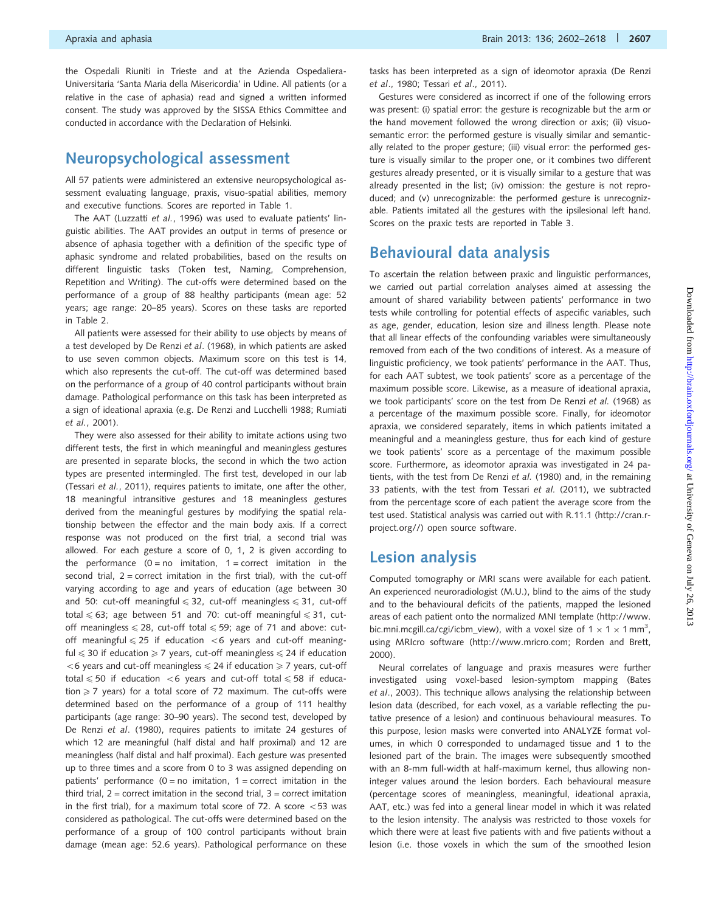the Ospedali Riuniti in Trieste and at the Azienda Ospedaliera-Universitaria 'Santa Maria della Misericordia' in Udine. All patients (or a relative in the case of aphasia) read and signed a written informed consent. The study was approved by the SISSA Ethics Committee and conducted in accordance with the Declaration of Helsinki.

## Neuropsychological assessment

All 57 patients were administered an extensive neuropsychological assessment evaluating language, praxis, visuo-spatial abilities, memory and executive functions. Scores are reported in Table 1.

The AAT (Luzzatti *et al.*, 1996) was used to evaluate patients' linguistic abilities. The AAT provides an output in terms of presence or absence of aphasia together with a definition of the specific type of aphasic syndrome and related probabilities, based on the results on different linguistic tasks (Token test, Naming, Comprehension, Repetition and Writing). The cut-offs were determined based on the performance of a group of 88 healthy participants (mean age: 52 years; age range: 20–85 years). Scores on these tasks are reported in Table 2.

All patients were assessed for their ability to use objects by means of a test developed by De Renzi *et al*. (1968), in which patients are asked to use seven common objects. Maximum score on this test is 14, which also represents the cut-off. The cut-off was determined based on the performance of a group of 40 control participants without brain damage. Pathological performance on this task has been interpreted as a sign of ideational apraxia (e.g. De Renzi and Lucchelli 1988; Rumiati *et al.*, 2001).

They were also assessed for their ability to imitate actions using two different tests, the first in which meaningful and meaningless gestures are presented in separate blocks, the second in which the two action types are presented intermingled. The first test, developed in our lab (Tessari *et al.*, 2011), requires patients to imitate, one after the other, 18 meaningful intransitive gestures and 18 meaningless gestures derived from the meaningful gestures by modifying the spatial relationship between the effector and the main body axis. If a correct response was not produced on the first trial, a second trial was allowed. For each gesture a score of 0, 1, 2 is given according to the performance (0 = no imitation, 1 = correct imitation in the second trial, 2 = correct imitation in the first trial), with the cut-off varying according to age and years of education (age between 30 and 50: cut-off meaningful $\leqslant 32$, cut-off meaningless $\leqslant 31$, cut-off total $\leqslant 63$; age between 51 and 70: cut-off meaningful $\leqslant 31$, cut-off meaningless $\leqslant 28$, cut-off total $\leqslant 59$; age of 71 and above: cut-off meaningful $\leqslant 25$ if education $< 6$ years and cut-off meaningful $\leqslant 30$ if education $\geqslant 7$ years, cut-off meaningless $\leqslant 24$ if education $< 6$ years and cut-off meaningless $\leqslant 24$ if education $\geqslant 7$ years, cut-off total $\leqslant 50$ if education $< 6$ years and cut-off total $\leqslant 58$ if education $\geqslant 7$ years) for a total score of 72 maximum. The cut-offs were determined based on the performance of a group of 111 healthy participants (age range: 30–90 years). The second test, developed by De Renzi *et al*. (1980), requires patients to imitate 24 gestures of which 12 are meaningful (half distal and half proximal) and 12 are meaningless (half distal and half proximal). Each gesture was presented up to three times and a score from 0 to 3 was assigned depending on patients' performance (0 = no imitation, 1 = correct imitation in the third trial, 2 = correct imitation in the second trial, 3 = correct imitation in the first trial), for a maximum total score of 72. A score $< 53$ was considered as pathological. The cut-offs were determined based on the performance of a group of 100 control participants without brain damage (mean age: 52.6 years). Pathological performance on these tasks has been interpreted as a sign of ideomotor apraxia (De Renzi *et al*., 1980; Tessari *et al*., 2011).

Gestures were considered as incorrect if one of the following errors was present: (i) spatial error: the gesture is recognizable but the arm or the hand movement followed the wrong direction or axis; (ii) visuo-semantic error: the performed gesture is visually similar and semantically related to the proper gesture; (iii) visual error: the performed gesture is visually similar to the proper one, or it combines two different gestures already presented, or it is visually similar to a gesture that was already presented in the list; (iv) omission: the gesture is not reproduced; and (v) unrecognizable: the performed gesture is unrecognizable. Patients imitated all the gestures with the ipsilesional left hand. Scores on the praxic tests are reported in Table 3.

## Behavioural data analysis

To ascertain the relation between praxic and linguistic performances, we carried out partial correlation analyses aimed at assessing the amount of shared variability between patients' performance in two tests while controlling for potential effects of aspecific variables, such as age, gender, education, lesion size and illness length. Please note that all linear effects of the confounding variables were simultaneously removed from each of the two conditions of interest. As a measure of linguistic proficiency, we took patients' performance in the AAT. Thus, for each AAT subtest, we took patients' score as a percentage of the maximum possible score. Likewise, as a measure of ideational apraxia, we took participants' score on the test from De Renzi *et al.* (1968) as a percentage of the maximum possible score. Finally, for ideomotor apraxia, we considered separately, items in which patients imitated a meaningful and a meaningless gesture, thus for each kind of gesture we took patients' score as a percentage of the maximum possible score. Furthermore, as ideomotor apraxia was investigated in 24 patients, with the test from De Renzi *et al.* (1980) and, in the remaining 33 patients, with the test from Tessari *et al.* (2011), we subtracted from the percentage score of each patient the average score from the test used. Statistical analysis was carried out with R.11.1 (http://cran.r-project.org//) open source software.

## Lesion analysis

Computed tomography or MRI scans were available for each patient. An experienced neuroradiologist (M.U.), blind to the aims of the study and to the behavioural deficits of the patients, mapped the lesioned areas of each patient onto the normalized MNI template (http://www.bic.mni.mcgill.ca/cgi/icbm_view), with a voxel size of $1 \times 1 \times 1\,\text{mm}^3$, using MRIcro software (http://www.mricro.com; Rorden and Brett, 2000).

Neural correlates of language and praxis measures were further investigated using voxel-based lesion-symptom mapping (Bates *et al*., 2003). This technique allows analysing the relationship between lesion data (described, for each voxel, as a variable reflecting the putative presence of a lesion) and continuous behavioural measures. To this purpose, lesion masks were converted into ANALYZE format volumes, in which 0 corresponded to undamaged tissue and 1 to the lesioned part of the brain. The images were subsequently smoothed with an 8-mm full-width at half-maximum kernel, thus allowing non-integer values around the lesion borders. Each behavioural measure (percentage scores of meaningless, meaningful, ideational apraxia, AAT, etc.) was fed into a general linear model in which it was related to the lesion intensity. The analysis was restricted to those voxels for which there were at least five patients with and five patients without a lesion (i.e. those voxels in which the sum of the smoothed lesion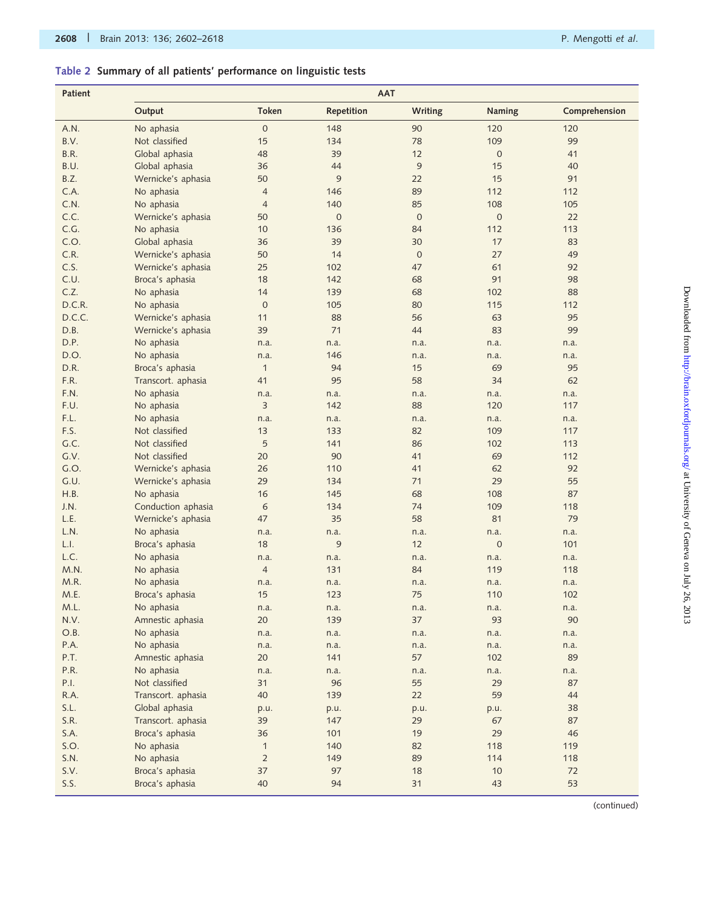**Table 2 Summary of all patients' performance on linguistic tests**

| Patient | AAT | | | | | |
|---|---|---|---|---|---|---|
| | Output | Token | Repetition | Writing | Naming | Comprehension |
| A.N. | No aphasia | 0 | 148 | 90 | 120 | 120 |
| B.V. | Not classified | 15 | 134 | 78 | 109 | 99 |
| B.R. | Global aphasia | 48 | 39 | 12 | 0 | 41 |
| B.U. | Global aphasia | 36 | 44 | 9 | 15 | 40 |
| B.Z. | Wernicke's aphasia | 50 | 9 | 22 | 15 | 91 |
| C.A. | No aphasia | 4 | 146 | 89 | 112 | 112 |
| C.N. | No aphasia | 4 | 140 | 85 | 108 | 105 |
| C.C. | Wernicke's aphasia | 50 | 0 | 0 | 0 | 22 |
| C.G. | No aphasia | 10 | 136 | 84 | 112 | 113 |
| C.O. | Global aphasia | 36 | 39 | 30 | 17 | 83 |
| C.R. | Wernicke's aphasia | 50 | 14 | 0 | 27 | 49 |
| C.S. | Wernicke's aphasia | 25 | 102 | 47 | 61 | 92 |
| C.U. | Broca's aphasia | 18 | 142 | 68 | 91 | 98 |
| C.Z. | No aphasia | 14 | 139 | 68 | 102 | 88 |
| D.C.R. | No aphasia | 0 | 105 | 80 | 115 | 112 |
| D.C.C. | Wernicke's aphasia | 11 | 88 | 56 | 63 | 95 |
| D.B. | Wernicke's aphasia | 39 | 71 | 44 | 83 | 99 |
| D.P. | No aphasia | n.a. | n.a. | n.a. | n.a. | n.a. |
| D.O. | No aphasia | n.a. | 146 | n.a. | n.a. | n.a. |
| D.R. | Broca's aphasia | 1 | 94 | 15 | 69 | 95 |
| F.R. | Transcort. aphasia | 41 | 95 | 58 | 34 | 62 |
| F.N. | No aphasia | n.a. | n.a. | n.a. | n.a. | n.a. |
| F.U. | No aphasia | 3 | 142 | 88 | 120 | 117 |
| F.L. | No aphasia | n.a. | n.a. | n.a. | n.a. | n.a. |
| F.S. | Not classified | 13 | 133 | 82 | 109 | 117 |
| G.C. | Not classified | 5 | 141 | 86 | 102 | 113 |
| G.V. | Not classified | 20 | 90 | 41 | 69 | 112 |
| G.O. | Wernicke's aphasia | 26 | 110 | 41 | 62 | 92 |
| G.U. | Wernicke's aphasia | 29 | 134 | 71 | 29 | 55 |
| H.B. | No aphasia | 16 | 145 | 68 | 108 | 87 |
| J.N. | Conduction aphasia | 6 | 134 | 74 | 109 | 118 |
| L.E. | Wernicke's aphasia | 47 | 35 | 58 | 81 | 79 |
| L.N. | No aphasia | n.a. | n.a. | n.a. | n.a. | n.a. |
| L.I. | Broca's aphasia | 18 | 9 | 12 | 0 | 101 |
| L.C. | No aphasia | n.a. | n.a. | n.a. | n.a. | n.a. |
| M.N. | No aphasia | 4 | 131 | 84 | 119 | 118 |
| M.R. | No aphasia | n.a. | n.a. | n.a. | n.a. | n.a. |
| M.E. | Broca's aphasia | 15 | 123 | 75 | 110 | 102 |
| M.L. | No aphasia | n.a. | n.a. | n.a. | n.a. | n.a. |
| N.V. | Amnestic aphasia | 20 | 139 | 37 | 93 | 90 |
| O.B. | No aphasia | n.a. | n.a. | n.a. | n.a. | n.a. |
| P.A. | No aphasia | n.a. | n.a. | n.a. | n.a. | n.a. |
| P.T. | Amnestic aphasia | 20 | 141 | 57 | 102 | 89 |
| P.R. | No aphasia | n.a. | n.a. | n.a. | n.a. | n.a. |
| P.I. | Not classified | 31 | 96 | 55 | 29 | 87 |
| R.A. | Transcort. aphasia | 40 | 139 | 22 | 59 | 44 |
| S.L. | Global aphasia | p.u. | p.u. | p.u. | p.u. | 38 |
| S.R. | Transcort. aphasia | 39 | 147 | 29 | 67 | 87 |
| S.A. | Broca's aphasia | 36 | 101 | 19 | 29 | 46 |
| S.O. | No aphasia | 1 | 140 | 82 | 118 | 119 |
| S.N. | No aphasia | 2 | 149 | 89 | 114 | 118 |
| S.V. | Broca's aphasia | 37 | 97 | 18 | 10 | 72 |
| S.S. | Broca's aphasia | 40 | 94 | 31 | 43 | 53 |

(continued)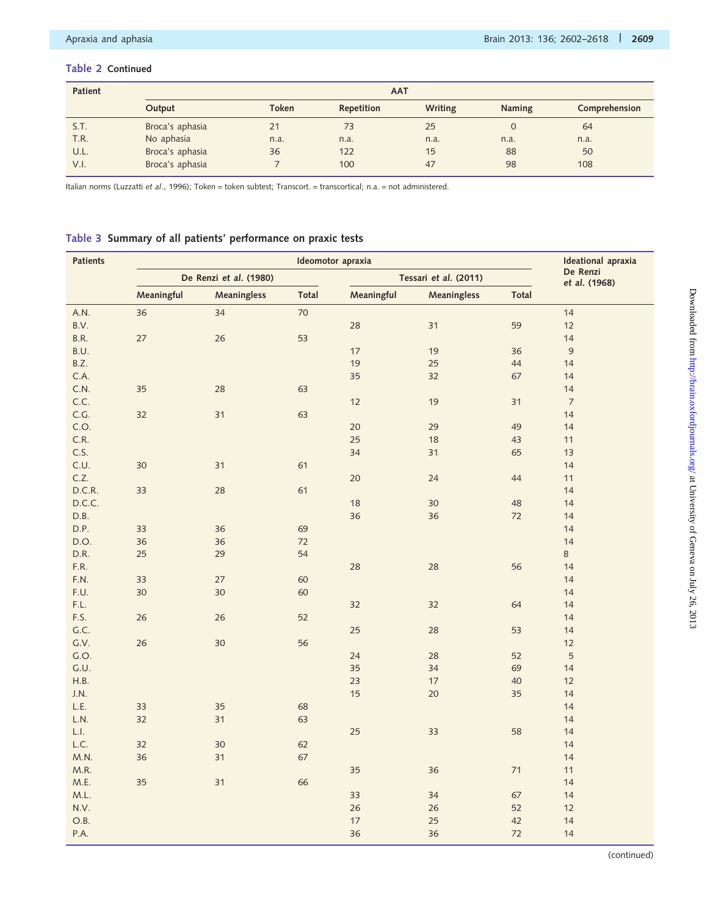**Table 2** Continued

| Patient | AAT | | | | | |
|---|---|---|---|---|---|---|
| | Output | Token | Repetition | Writing | Naming | Comprehension |
| S.T. | Broca's aphasia | 21 | 73 | 25 | 0 | 64 |
| T.R. | No aphasia | n.a. | n.a. | n.a. | n.a. | n.a. |
| U.L. | Broca's aphasia | 36 | 122 | 15 | 88 | 50 |
| V.I. | Broca's aphasia | 7 | 100 | 47 | 98 | 108 |

Italian norms (Luzzatti *et al*., 1996); Token = token subtest; Transcort. = transcortical; n.a. = not administered.

**Table 3** Summary of all patients' performance on praxic tests

| Patients | Ideomotor apraxia | | | | | | Ideational apraxia De Renzi *et al.* (1968) |
|---|---|---|---|---|---|---|---|
| | De Renzi *et al.* (1980) | | | Tessari *et al.* (2011) | | | |
| | Meaningful | Meaningless | Total | Meaningful | Meaningless | Total | |
| A.N. | 36 | 34 | 70 | | | | 14 |
| B.V. | | | | 28 | 31 | 59 | 12 |
| B.R. | 27 | 26 | 53 | | | | 14 |
| B.U. | | | | 17 | 19 | 36 | 9 |
| B.Z. | | | | 19 | 25 | 44 | 14 |
| C.A. | | | | 35 | 32 | 67 | 14 |
| C.N. | 35 | 28 | 63 | | | | 14 |
| C.C. | | | | 12 | 19 | 31 | 7 |
| C.G. | 32 | 31 | 63 | | | | 14 |
| C.O. | | | | 20 | 29 | 49 | 14 |
| C.R. | | | | 25 | 18 | 43 | 11 |
| C.S. | | | | 34 | 31 | 65 | 13 |
| C.U. | 30 | 31 | 61 | | | | 14 |
| C.Z. | | | | 20 | 24 | 44 | 11 |
| D.C.R. | 33 | 28 | 61 | | | | 14 |
| D.C.C. | | | | 18 | 30 | 48 | 14 |
| D.B. | | | | 36 | 36 | 72 | 14 |
| D.P. | 33 | 36 | 69 | | | | 14 |
| D.O. | 36 | 36 | 72 | | | | 14 |
| D.R. | 25 | 29 | 54 | | | | 8 |
| F.R. | | | | 28 | 28 | 56 | 14 |
| F.N. | 33 | 27 | 60 | | | | 14 |
| F.U. | 30 | 30 | 60 | | | | 14 |
| F.L. | | | | 32 | 32 | 64 | 14 |
| F.S. | 26 | 26 | 52 | | | | 14 |
| G.C. | | | | 25 | 28 | 53 | 14 |
| G.V. | 26 | 30 | 56 | | | | 12 |
| G.O. | | | | 24 | 28 | 52 | 5 |
| G.U. | | | | 35 | 34 | 69 | 14 |
| H.B. | | | | 23 | 17 | 40 | 12 |
| J.N. | | | | 15 | 20 | 35 | 14 |
| L.E. | 33 | 35 | 68 | | | | 14 |
| L.N. | 32 | 31 | 63 | | | | 14 |
| L.I. | | | | 25 | 33 | 58 | 14 |
| L.C. | 32 | 30 | 62 | | | | 14 |
| M.N. | 36 | 31 | 67 | | | | 14 |
| M.R. | | | | 35 | 36 | 71 | 11 |
| M.E. | 35 | 31 | 66 | | | | 14 |
| M.L. | | | | 33 | 34 | 67 | 14 |
| N.V. | | | | 26 | 26 | 52 | 12 |
| O.B. | | | | 17 | 25 | 42 | 14 |
| P.A. | | | | 36 | 36 | 72 | 14 |

(continued)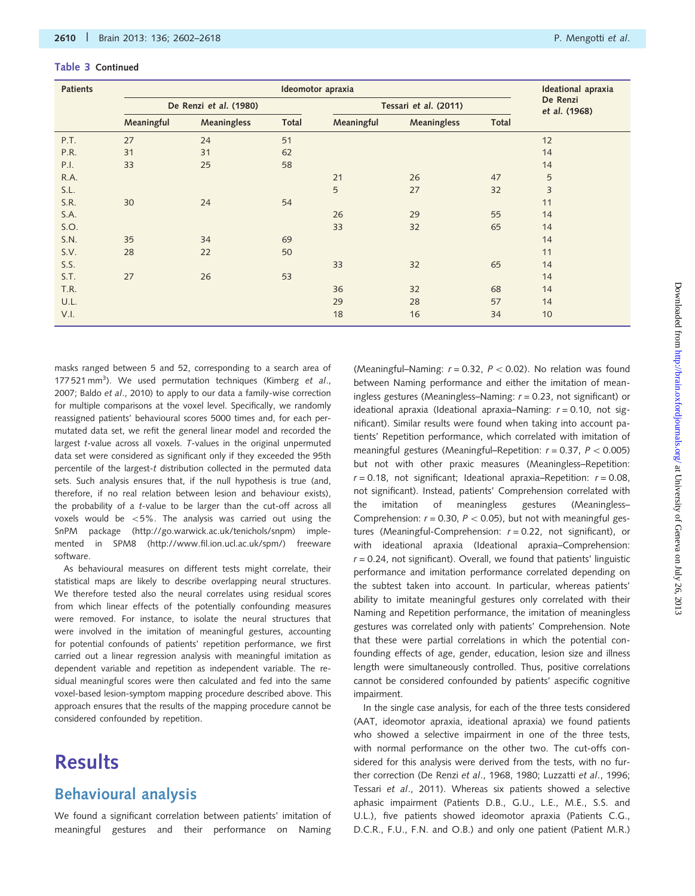**Table 3** Continued

| Patients | Ideomotor apraxia | | | | | | Ideational apraxia |
|---|---|---|---|---|---|---|---|
| | De Renzi *et al.* (1980) | | | Tessari *et al.* (2011) | | | De Renzi *et al.* (1968) |
| | Meaningful | Meaningless | Total | Meaningful | Meaningless | Total | |
| P.T. | 27 | 24 | 51 | | | | 12 |
| P.R. | 31 | 31 | 62 | | | | 14 |
| P.I. | 33 | 25 | 58 | | | | 14 |
| R.A. | | | | 21 | 26 | 47 | 5 |
| S.L. | | | | 5 | 27 | 32 | 3 |
| S.R. | 30 | 24 | 54 | | | | 11 |
| S.A. | | | | 26 | 29 | 55 | 14 |
| S.O. | | | | 33 | 32 | 65 | 14 |
| S.N. | 35 | 34 | 69 | | | | 14 |
| S.V. | 28 | 22 | 50 | | | | 11 |
| S.S. | | | | 33 | 32 | 65 | 14 |
| S.T. | 27 | 26 | 53 | | | | 14 |
| T.R. | | | | 36 | 32 | 68 | 14 |
| U.L. | | | | 29 | 28 | 57 | 14 |
| V.I. | | | | 18 | 16 | 34 | 10 |

masks ranged between 5 and 52, corresponding to a search area of 177 521 mm$^3$). We used permutation techniques (Kimberg *et al*., 2007; Baldo *et al*., 2010) to apply to our data a family-wise correction for multiple comparisons at the voxel level. Specifically, we randomly reassigned patients' behavioural scores 5000 times and, for each permutated data set, we refit the general linear model and recorded the largest *t*-value across all voxels. *T*-values in the original unpermuted data set were considered as significant only if they exceeded the 95th percentile of the largest-*t* distribution collected in the permuted data sets. Such analysis ensures that, if the null hypothesis is true (and, therefore, if no real relation between lesion and behaviour exists), the probability of a *t*-value to be larger than the cut-off across all voxels would be <5%. The analysis was carried out using the SnPM package (http://go.warwick.ac.uk/tenichols/snpm) implemented in SPM8 (http://www.fil.ion.ucl.ac.uk/spm/) freeware software.

As behavioural measures on different tests might correlate, their statistical maps are likely to describe overlapping neural structures. We therefore tested also the neural correlates using residual scores from which linear effects of the potentially confounding measures were removed. For instance, to isolate the neural structures that were involved in the imitation of meaningful gestures, accounting for potential confounds of patients' repetition performance, we first carried out a linear regression analysis with meaningful imitation as dependent variable and repetition as independent variable. The residual meaningful scores were then calculated and fed into the same voxel-based lesion-symptom mapping procedure described above. This approach ensures that the results of the mapping procedure cannot be considered confounded by repetition.

# Results

## Behavioural analysis

We found a significant correlation between patients' imitation of meaningful gestures and their performance on Naming (Meaningful–Naming: $r = 0.32$, $P < 0.02$). No relation was found between Naming performance and either the imitation of meaningless gestures (Meaningless–Naming: $r = 0.23$, not significant) or ideational apraxia (Ideational apraxia–Naming: $r = 0.10$, not significant). Similar results were found when taking into account patients' Repetition performance, which correlated with imitation of meaningful gestures (Meaningful–Repetition: $r = 0.37$, $P < 0.005$) but not with other praxic measures (Meaningless–Repetition: $r = 0.18$, not significant; Ideational apraxia–Repetition: $r = 0.08$, not significant). Instead, patients' Comprehension correlated with the imitation of meaningless gestures (Meaningless–Comprehension: $r = 0.30$, $P < 0.05$), but not with meaningful gestures (Meaningful-Comprehension: $r = 0.22$, not significant), or with ideational apraxia (Ideational apraxia–Comprehension: $r = 0.24$, not significant). Overall, we found that patients' linguistic performance and imitation performance correlated depending on the subtest taken into account. In particular, whereas patients' ability to imitate meaningful gestures only correlated with their Naming and Repetition performance, the imitation of meaningless gestures was correlated only with patients' Comprehension. Note that these were partial correlations in which the potential confounding effects of age, gender, education, lesion size and illness length were simultaneously controlled. Thus, positive correlations cannot be considered confounded by patients' aspecific cognitive impairment.

In the single case analysis, for each of the three tests considered (AAT, ideomotor apraxia, ideational apraxia) we found patients who showed a selective impairment in one of the three tests, with normal performance on the other two. The cut-offs considered for this analysis were derived from the tests, with no further correction (De Renzi *et al*., 1968, 1980; Luzzatti *et al*., 1996; Tessari *et al*., 2011). Whereas six patients showed a selective aphasic impairment (Patients D.B., G.U., L.E., M.E., S.S. and U.L.), five patients showed ideomotor apraxia (Patients C.G., D.C.R., F.U., F.N. and O.B.) and only one patient (Patient M.R.)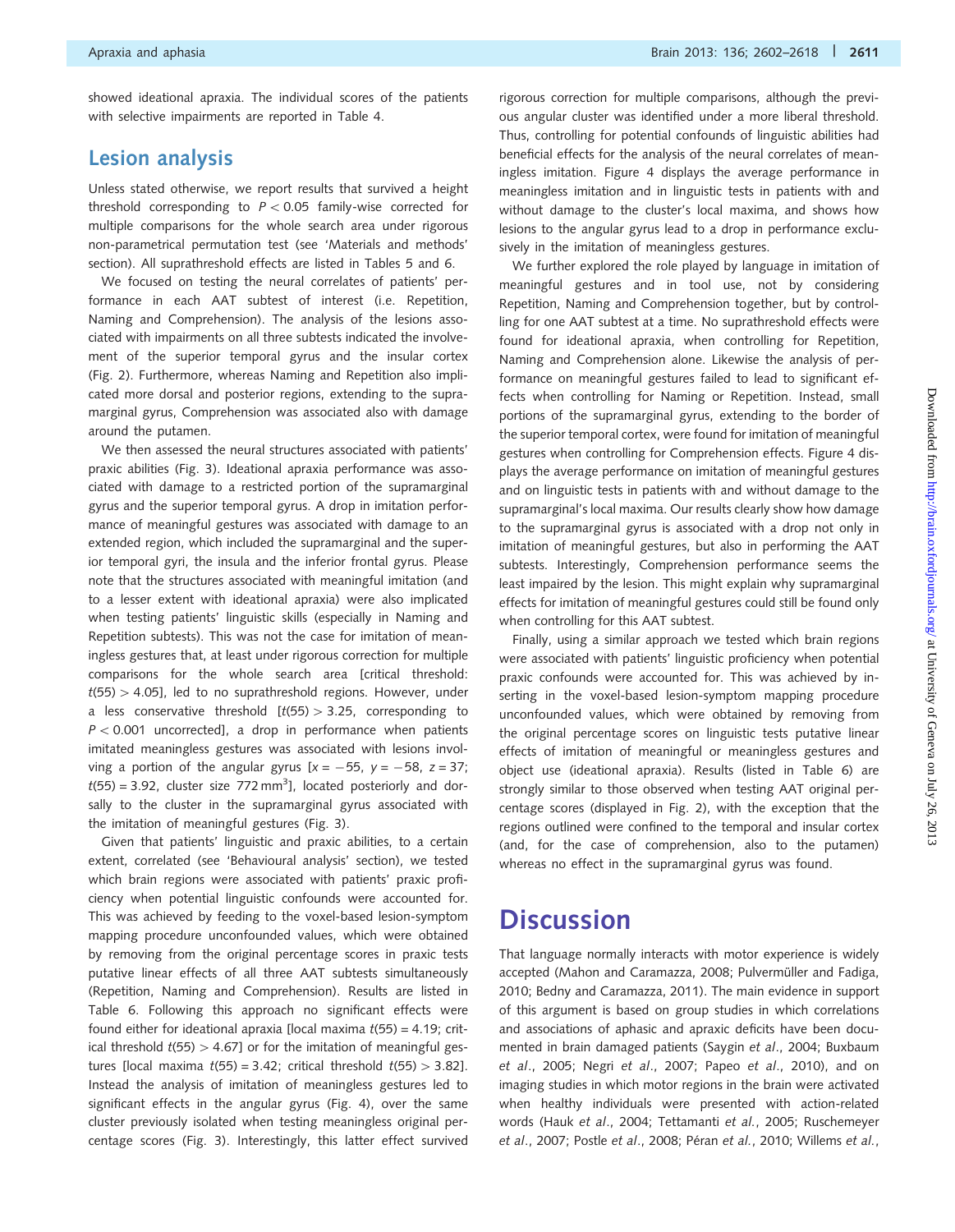showed ideational apraxia. The individual scores of the patients with selective impairments are reported in Table 4.

## Lesion analysis

Unless stated otherwise, we report results that survived a height threshold corresponding to $P < 0.05$ family-wise corrected for multiple comparisons for the whole search area under rigorous non-parametrical permutation test (see 'Materials and methods' section). All suprathreshold effects are listed in Tables 5 and 6.

We focused on testing the neural correlates of patients' performance in each AAT subtest of interest (i.e. Repetition, Naming and Comprehension). The analysis of the lesions associated with impairments on all three subtests indicated the involvement of the superior temporal gyrus and the insular cortex (Fig. 2). Furthermore, whereas Naming and Repetition also implicated more dorsal and posterior regions, extending to the supramarginal gyrus, Comprehension was associated also with damage around the putamen.

We then assessed the neural structures associated with patients' praxic abilities (Fig. 3). Ideational apraxia performance was associated with damage to a restricted portion of the supramarginal gyrus and the superior temporal gyrus. A drop in imitation performance of meaningful gestures was associated with damage to an extended region, which included the supramarginal and the superior temporal gyri, the insula and the inferior frontal gyrus. Please note that the structures associated with meaningful imitation (and to a lesser extent with ideational apraxia) were also implicated when testing patients' linguistic skills (especially in Naming and Repetition subtests). This was not the case for imitation of meaningless gestures that, at least under rigorous correction for multiple comparisons for the whole search area [critical threshold: $t(55) > 4.05$], led to no suprathreshold regions. However, under a less conservative threshold [$t(55) > 3.25$, corresponding to $P < 0.001$ uncorrected], a drop in performance when patients imitated meaningless gestures was associated with lesions involving a portion of the angular gyrus [$x = -55$, $y = -58$, $z = 37$; $t(55) = 3.92$, cluster size $772\,\text{mm}^3$], located posteriorly and dorsally to the cluster in the supramarginal gyrus associated with the imitation of meaningful gestures (Fig. 3).

Given that patients' linguistic and praxic abilities, to a certain extent, correlated (see 'Behavioural analysis' section), we tested which brain regions were associated with patients' praxic proficiency when potential linguistic confounds were accounted for. This was achieved by feeding to the voxel-based lesion-symptom mapping procedure unconfounded values, which were obtained by removing from the original percentage scores in praxic tests putative linear effects of all three AAT subtests simultaneously (Repetition, Naming and Comprehension). Results are listed in Table 6. Following this approach no significant effects were found either for ideational apraxia [local maxima $t(55) = 4.19$; critical threshold $t(55) > 4.67$] or for the imitation of meaningful gestures [local maxima $t(55) = 3.42$; critical threshold $t(55) > 3.82$]. Instead the analysis of imitation of meaningless gestures led to significant effects in the angular gyrus (Fig. 4), over the same cluster previously isolated when testing meaningless original percentage scores (Fig. 3). Interestingly, this latter effect survived rigorous correction for multiple comparisons, although the previous angular cluster was identified under a more liberal threshold. Thus, controlling for potential confounds of linguistic abilities had beneficial effects for the analysis of the neural correlates of meaningless imitation. Figure 4 displays the average performance in meaningless imitation and in linguistic tests in patients with and without damage to the cluster's local maxima, and shows how lesions to the angular gyrus lead to a drop in performance exclusively in the imitation of meaningless gestures.

We further explored the role played by language in imitation of meaningful gestures and in tool use, not by considering Repetition, Naming and Comprehension together, but by controlling for one AAT subtest at a time. No suprathreshold effects were found for ideational apraxia, when controlling for Repetition, Naming and Comprehension alone. Likewise the analysis of performance on meaningful gestures failed to lead to significant effects when controlling for Naming or Repetition. Instead, small portions of the supramarginal gyrus, extending to the border of the superior temporal cortex, were found for imitation of meaningful gestures when controlling for Comprehension effects. Figure 4 displays the average performance on imitation of meaningful gestures and on linguistic tests in patients with and without damage to the supramarginal's local maxima. Our results clearly show how damage to the supramarginal gyrus is associated with a drop not only in imitation of meaningful gestures, but also in performing the AAT subtests. Interestingly, Comprehension performance seems the least impaired by the lesion. This might explain why supramarginal effects for imitation of meaningful gestures could still be found only when controlling for this AAT subtest.

Finally, using a similar approach we tested which brain regions were associated with patients' linguistic proficiency when potential praxic confounds were accounted for. This was achieved by inserting in the voxel-based lesion-symptom mapping procedure unconfounded values, which were obtained by removing from the original percentage scores on linguistic tests putative linear effects of imitation of meaningful or meaningless gestures and object use (ideational apraxia). Results (listed in Table 6) are strongly similar to those observed when testing AAT original percentage scores (displayed in Fig. 2), with the exception that the regions outlined were confined to the temporal and insular cortex (and, for the case of comprehension, also to the putamen) whereas no effect in the supramarginal gyrus was found.

# Discussion

That language normally interacts with motor experience is widely accepted (Mahon and Caramazza, 2008; Pulvermüller and Fadiga, 2010; Bedny and Caramazza, 2011). The main evidence in support of this argument is based on group studies in which correlations and associations of aphasic and apraxic deficits have been documented in brain damaged patients (Saygin *et al*., 2004; Buxbaum *et al*., 2005; Negri *et al*., 2007; Papeo *et al*., 2010), and on imaging studies in which motor regions in the brain were activated when healthy individuals were presented with action-related words (Hauk *et al*., 2004; Tettamanti *et al*., 2005; Ruschemeyer *et al*., 2007; Postle *et al*., 2008; Péran *et al*., 2010; Willems *et al*.,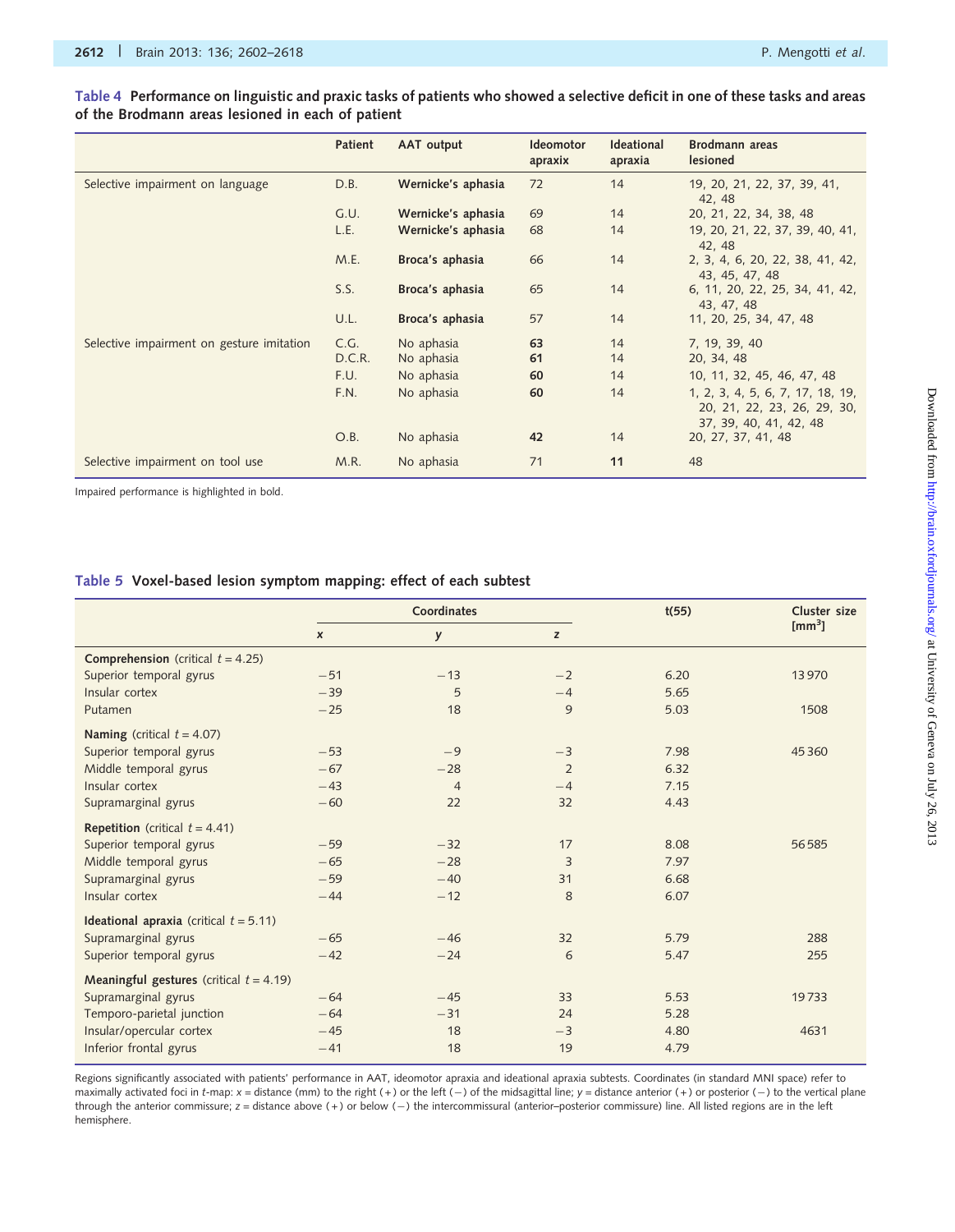**Table 4** Performance on linguistic and praxic tasks of patients who showed a selective deficit in one of these tasks and areas of the Brodmann areas lesioned in each of patient

| | Patient | AAT output | Ideomotor apraxix | Ideational apraxia | Brodmann areas lesioned |
|---|---|---|---|---|---|
| Selective impairment on language | D.B. | **Wernicke's aphasia** | 72 | 14 | 19, 20, 21, 22, 37, 39, 41, 42, 48 |
| | G.U. | **Wernicke's aphasia** | 69 | 14 | 20, 21, 22, 34, 38, 48 |
| | L.E. | **Wernicke's aphasia** | 68 | 14 | 19, 20, 21, 22, 37, 39, 40, 41, 42, 48 |
| | M.E. | **Broca's aphasia** | 66 | 14 | 2, 3, 4, 6, 20, 22, 38, 41, 42, 43, 45, 47, 48 |
| | S.S. | **Broca's aphasia** | 65 | 14 | 6, 11, 20, 22, 25, 34, 41, 42, 43, 47, 48 |
| | U.L. | **Broca's aphasia** | 57 | 14 | 11, 20, 25, 34, 47, 48 |
| Selective impairment on gesture imitation | C.G. | No aphasia | **63** | 14 | 7, 19, 39, 40 |
| | D.C.R. | No aphasia | **61** | 14 | 20, 34, 48 |
| | F.U. | No aphasia | **60** | 14 | 10, 11, 32, 45, 46, 47, 48 |
| | F.N. | No aphasia | **60** | 14 | 1, 2, 3, 4, 5, 6, 7, 17, 18, 19, 20, 21, 22, 23, 26, 29, 30, 37, 39, 40, 41, 42, 48 |
| | O.B. | No aphasia | **42** | 14 | 20, 27, 37, 41, 48 |
| Selective impairment on tool use | M.R. | No aphasia | 71 | **11** | 48 |

Impaired performance is highlighted in bold.

**Table 5** Voxel-based lesion symptom mapping: effect of each subtest

| | Coordinates | | | t(55) | Cluster size [mm$^3$] |
|---|---|---|---|---|---|
| | x | y | z | | |
| **Comprehension** (critical $t = 4.25$) | | | | | |
| Superior temporal gyrus | −51 | −13 | −2 | 6.20 | 13970 |
| Insular cortex | −39 | 5 | −4 | 5.65 | |
| Putamen | −25 | 18 | 9 | 5.03 | 1508 |
| **Naming** (critical $t = 4.07$) | | | | | |
| Superior temporal gyrus | −53 | −9 | −3 | 7.98 | 45360 |
| Middle temporal gyrus | −67 | −28 | 2 | 6.32 | |
| Insular cortex | −43 | 4 | −4 | 7.15 | |
| Supramarginal gyrus | −60 | 22 | 32 | 4.43 | |
| **Repetition** (critical $t = 4.41$) | | | | | |
| Superior temporal gyrus | −59 | −32 | 17 | 8.08 | 56585 |
| Middle temporal gyrus | −65 | −28 | 3 | 7.97 | |
| Supramarginal gyrus | −59 | −40 | 31 | 6.68 | |
| Insular cortex | −44 | −12 | 8 | 6.07 | |
| **Ideational apraxia** (critical $t = 5.11$) | | | | | |
| Supramarginal gyrus | −65 | −46 | 32 | 5.79 | 288 |
| Superior temporal gyrus | −42 | −24 | 6 | 5.47 | 255 |
| **Meaningful gestures** (critical $t = 4.19$) | | | | | |
| Supramarginal gyrus | −64 | −45 | 33 | 5.53 | 19733 |
| Temporo-parietal junction | −64 | −31 | 24 | 5.28 | |
| Insular/opercular cortex | −45 | 18 | −3 | 4.80 | 4631 |
| Inferior frontal gyrus | −41 | 18 | 19 | 4.79 | |

Regions significantly associated with patients' performance in AAT, ideomotor apraxia and ideational apraxia subtests. Coordinates (in standard MNI space) refer to maximally activated foci in t-map: x = distance (mm) to the right (+) or the left (−) of the midsagittal line; y = distance anterior (+) or posterior (−) to the vertical plane through the anterior commissure; z = distance above (+) or below (−) the intercommissural (anterior–posterior commissure) line. All listed regions are in the left hemisphere.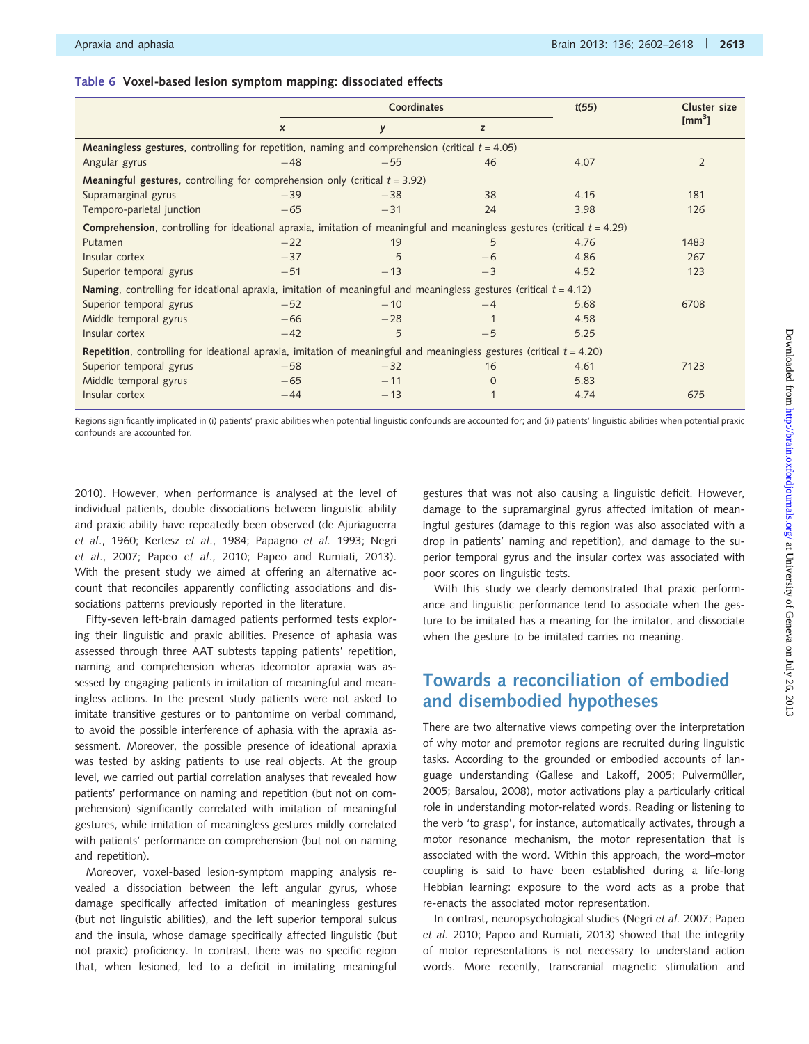**Table 6 Voxel-based lesion symptom mapping: dissociated effects**

| | Coordinates | | | $t(55)$ | Cluster size [mm[3]] |
|---|---|---|---|---|---|
| | x | y | z | | |
| **Meaningless gestures**, controlling for repetition, naming and comprehension (critical $t = 4.05$) | | | | | |
| Angular gyrus | −48 | −55 | 46 | 4.07 | 2 |
| **Meaningful gestures**, controlling for comprehension only (critical $t = 3.92$) | | | | | |
| Supramarginal gyrus | −39 | −38 | 38 | 4.15 | 181 |
| Temporo-parietal junction | −65 | −31 | 24 | 3.98 | 126 |
| **Comprehension**, controlling for ideational apraxia, imitation of meaningful and meaningless gestures (critical $t = 4.29$) | | | | | |
| Putamen | −22 | 19 | 5 | 4.76 | 1483 |
| Insular cortex | −37 | 5 | −6 | 4.86 | 267 |
| Superior temporal gyrus | −51 | −13 | −3 | 4.52 | 123 |
| **Naming**, controlling for ideational apraxia, imitation of meaningful and meaningless gestures (critical $t = 4.12$) | | | | | |
| Superior temporal gyrus | −52 | −10 | −4 | 5.68 | 6708 |
| Middle temporal gyrus | −66 | −28 | 1 | 4.58 | |
| Insular cortex | −42 | 5 | −5 | 5.25 | |
| **Repetition**, controlling for ideational apraxia, imitation of meaningful and meaningless gestures (critical $t = 4.20$) | | | | | |
| Superior temporal gyrus | −58 | −32 | 16 | 4.61 | 7123 |
| Middle temporal gyrus | −65 | −11 | 0 | 5.83 | |
| Insular cortex | −44 | −13 | 1 | 4.74 | 675 |

Regions significantly implicated in (i) patients' praxic abilities when potential linguistic confounds are accounted for; and (ii) patients' linguistic abilities when potential praxic confounds are accounted for.

2010). However, when performance is analysed at the level of individual patients, double dissociations between linguistic ability and praxic ability have repeatedly been observed (de Ajuriaguerra *et al*., 1960; Kertesz *et al*., 1984; Papagno *et al.* 1993; Negri *et al*., 2007; Papeo *et al*., 2010; Papeo and Rumiati, 2013). With the present study we aimed at offering an alternative account that reconciles apparently conflicting associations and dissociations patterns previously reported in the literature.

Fifty-seven left-brain damaged patients performed tests exploring their linguistic and praxic abilities. Presence of aphasia was assessed through three AAT subtests tapping patients' repetition, naming and comprehension wheras ideomotor apraxia was assessed by engaging patients in imitation of meaningful and meaningless actions. In the present study patients were not asked to imitate transitive gestures or to pantomime on verbal command, to avoid the possible interference of aphasia with the apraxia assessment. Moreover, the possible presence of ideational apraxia was tested by asking patients to use real objects. At the group level, we carried out partial correlation analyses that revealed how patients' performance on naming and repetition (but not on comprehension) significantly correlated with imitation of meaningful gestures, while imitation of meaningless gestures mildly correlated with patients' performance on comprehension (but not on naming and repetition).

Moreover, voxel-based lesion-symptom mapping analysis revealed a dissociation between the left angular gyrus, whose damage specifically affected imitation of meaningless gestures (but not linguistic abilities), and the left superior temporal sulcus and the insula, whose damage specifically affected linguistic (but not praxic) proficiency. In contrast, there was no specific region that, when lesioned, led to a deficit in imitating meaningful gestures that was not also causing a linguistic deficit. However, damage to the supramarginal gyrus affected imitation of meaningful gestures (damage to this region was also associated with a drop in patients' naming and repetition), and damage to the superior temporal gyrus and the insular cortex was associated with poor scores on linguistic tests.

With this study we clearly demonstrated that praxic performance and linguistic performance tend to associate when the gesture to be imitated has a meaning for the imitator, and dissociate when the gesture to be imitated carries no meaning.

## Towards a reconciliation of embodied and disembodied hypotheses

There are two alternative views competing over the interpretation of why motor and premotor regions are recruited during linguistic tasks. According to the grounded or embodied accounts of language understanding (Gallese and Lakoff, 2005; Pulvermüller, 2005; Barsalou, 2008), motor activations play a particularly critical role in understanding motor-related words. Reading or listening to the verb 'to grasp', for instance, automatically activates, through a motor resonance mechanism, the motor representation that is associated with the word. Within this approach, the word–motor coupling is said to have been established during a life-long Hebbian learning: exposure to the word acts as a probe that re-enacts the associated motor representation.

In contrast, neuropsychological studies (Negri *et al.* 2007; Papeo *et al.* 2010; Papeo and Rumiati, 2013) showed that the integrity of motor representations is not necessary to understand action words. More recently, transcranial magnetic stimulation and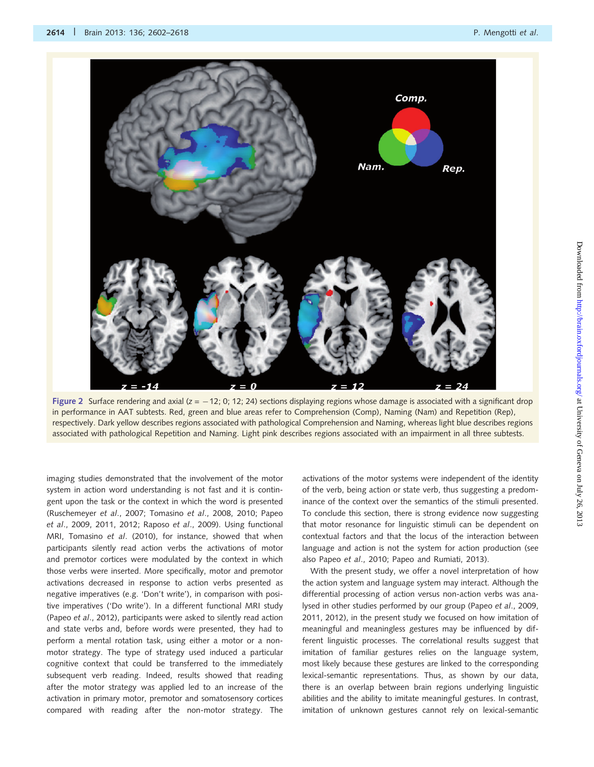Figure 2 Surface rendering and axial ($z = -12$; 0; 12; 24) sections displaying regions whose damage is associated with a significant drop in performance in AAT subtests. Red, green and blue areas refer to Comprehension (Comp), Naming (Nam) and Repetition (Rep), respectively. Dark yellow describes regions associated with pathological Comprehension and Naming, whereas light blue describes regions associated with pathological Repetition and Naming. Light pink describes regions associated with an impairment in all three subtests.

imaging studies demonstrated that the involvement of the motor system in action word understanding is not fast and it is contingent upon the task or the context in which the word is presented (Ruschemeyer *et al*., 2007; Tomasino *et al*., 2008, 2010; Papeo *et al*., 2009, 2011, 2012; Raposo *et al*., 2009). Using functional MRI, Tomasino *et al*. (2010), for instance, showed that when participants silently read action verbs the activations of motor and premotor cortices were modulated by the context in which those verbs were inserted. More specifically, motor and premotor activations decreased in response to action verbs presented as negative imperatives (e.g. 'Don't write'), in comparison with positive imperatives ('Do write'). In a different functional MRI study (Papeo *et al*., 2012), participants were asked to silently read action and state verbs and, before words were presented, they had to perform a mental rotation task, using either a motor or a non-motor strategy. The type of strategy used induced a particular cognitive context that could be transferred to the immediately subsequent verb reading. Indeed, results showed that reading after the motor strategy was applied led to an increase of the activation in primary motor, premotor and somatosensory cortices compared with reading after the non-motor strategy. The activations of the motor systems were independent of the identity of the verb, being action or state verb, thus suggesting a predominance of the context over the semantics of the stimuli presented. To conclude this section, there is strong evidence now suggesting that motor resonance for linguistic stimuli can be dependent on contextual factors and that the locus of the interaction between language and action is not the system for action production (see also Papeo *et al*., 2010; Papeo and Rumiati, 2013).

With the present study, we offer a novel interpretation of how the action system and language system may interact. Although the differential processing of action versus non-action verbs was analysed in other studies performed by our group (Papeo *et al*., 2009, 2011, 2012), in the present study we focused on how imitation of meaningful and meaningless gestures may be influenced by different linguistic processes. The correlational results suggest that imitation of familiar gestures relies on the language system, most likely because these gestures are linked to the corresponding lexical-semantic representations. Thus, as shown by our data, there is an overlap between brain regions underlying linguistic abilities and the ability to imitate meaningful gestures. In contrast, imitation of unknown gestures cannot rely on lexical-semantic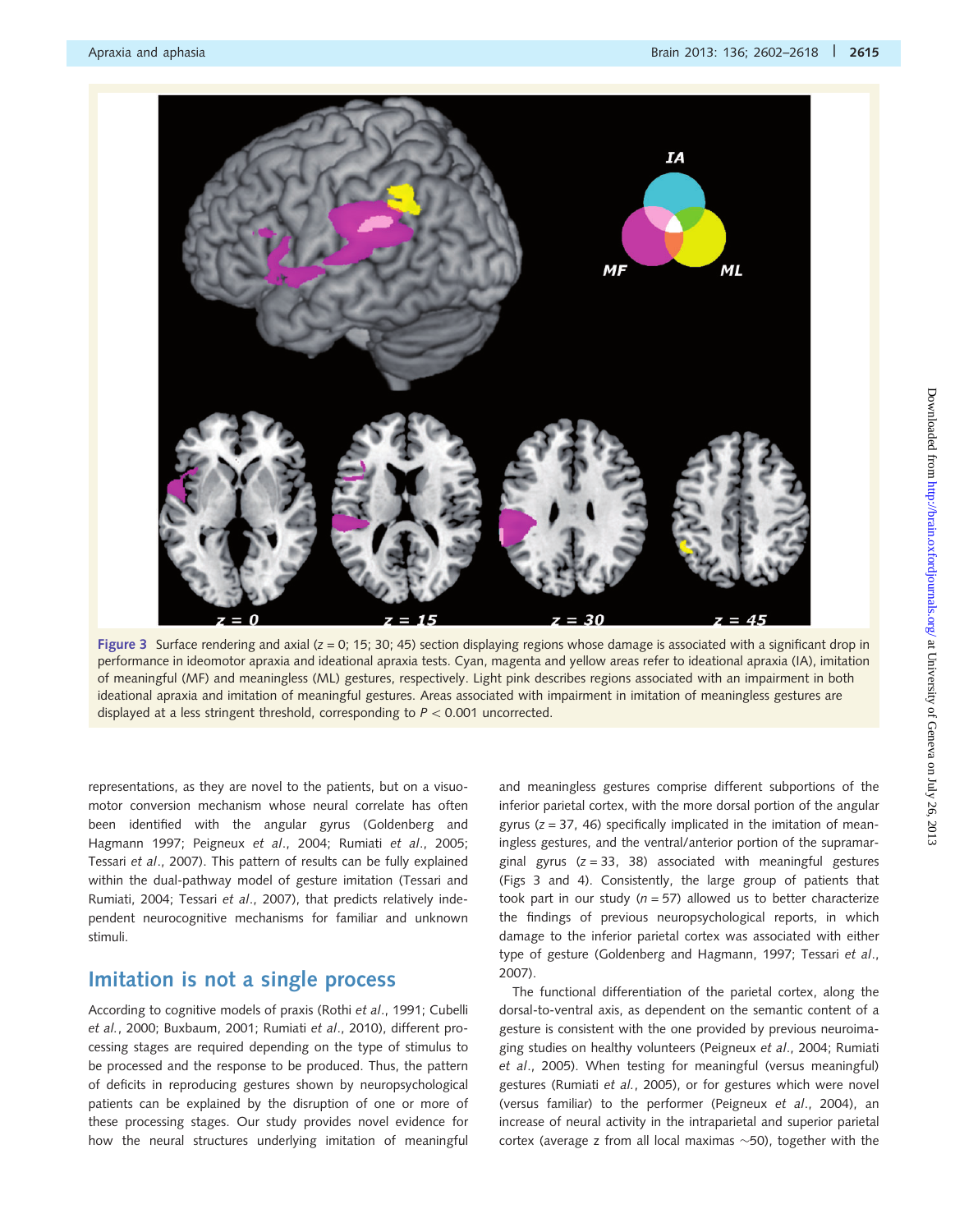Figure 3 Surface rendering and axial (z = 0; 15; 30; 45) section displaying regions whose damage is associated with a significant drop in performance in ideomotor apraxia and ideational apraxia tests. Cyan, magenta and yellow areas refer to ideational apraxia (IA), imitation of meaningful (MF) and meaningless (ML) gestures, respectively. Light pink describes regions associated with an impairment in both ideational apraxia and imitation of meaningful gestures. Areas associated with impairment in imitation of meaningless gestures are displayed at a less stringent threshold, corresponding to $P < 0.001$ uncorrected.

representations, as they are novel to the patients, but on a visuo-motor conversion mechanism whose neural correlate has often been identified with the angular gyrus (Goldenberg and Hagmann 1997; Peigneux *et al*., 2004; Rumiati *et al*., 2005; Tessari *et al*., 2007). This pattern of results can be fully explained within the dual-pathway model of gesture imitation (Tessari and Rumiati, 2004; Tessari *et al*., 2007), that predicts relatively independent neurocognitive mechanisms for familiar and unknown stimuli.

## Imitation is not a single process

According to cognitive models of praxis (Rothi *et al*., 1991; Cubelli *et al*., 2000; Buxbaum, 2001; Rumiati *et al*., 2010), different processing stages are required depending on the type of stimulus to be processed and the response to be produced. Thus, the pattern of deficits in reproducing gestures shown by neuropsychological patients can be explained by the disruption of one or more of these processing stages. Our study provides novel evidence for how the neural structures underlying imitation of meaningful and meaningless gestures comprise different subportions of the inferior parietal cortex, with the more dorsal portion of the angular gyrus ($z = 37$, 46) specifically implicated in the imitation of meaningless gestures, and the ventral/anterior portion of the supramarginal gyrus ($z = 33$, 38) associated with meaningful gestures (Figs 3 and 4). Consistently, the large group of patients that took part in our study ($n = 57$) allowed us to better characterize the findings of previous neuropsychological reports, in which damage to the inferior parietal cortex was associated with either type of gesture (Goldenberg and Hagmann, 1997; Tessari *et al*., 2007).

The functional differentiation of the parietal cortex, along the dorsal-to-ventral axis, as dependent on the semantic content of a gesture is consistent with the one provided by previous neuroimaging studies on healthy volunteers (Peigneux *et al*., 2004; Rumiati *et al*., 2005). When testing for meaningful (versus meaningful) gestures (Rumiati *et al*., 2005), or for gestures which were novel (versus familiar) to the performer (Peigneux *et al*., 2004), an increase of neural activity in the intraparietal and superior parietal cortex (average z from all local maximas ~50), together with the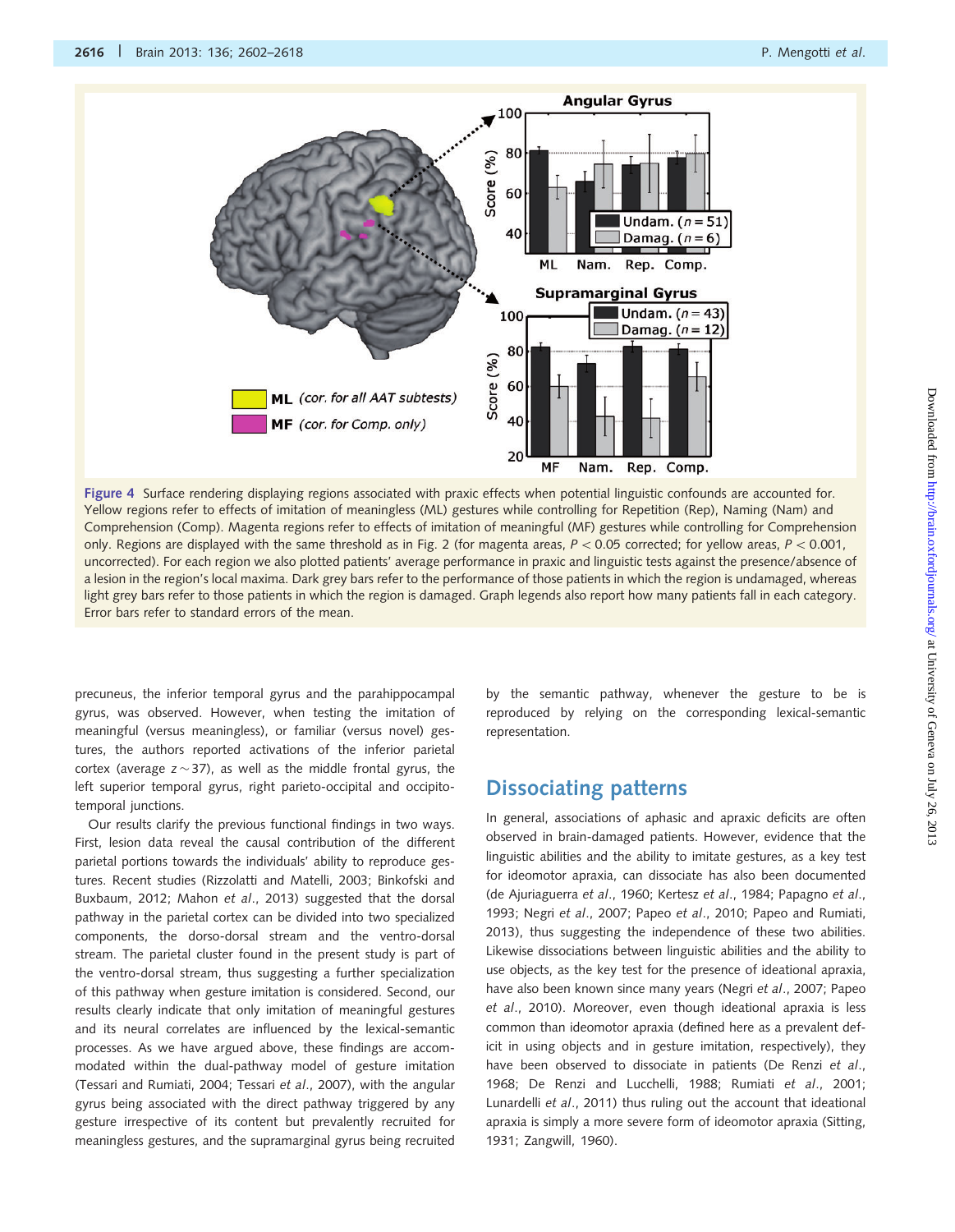Figure 4 Surface rendering displaying regions associated with praxic effects when potential linguistic confounds are accounted for. Yellow regions refer to effects of imitation of meaningless (ML) gestures while controlling for Repetition (Rep), Naming (Nam) and Comprehension (Comp). Magenta regions refer to effects of imitation of meaningful (MF) gestures while controlling for Comprehension only. Regions are displayed with the same threshold as in Fig. 2 (for magenta areas, $P < 0.05$ corrected; for yellow areas, $P < 0.001$, uncorrected). For each region we also plotted patients' average performance in praxic and linguistic tests against the presence/absence of a lesion in the region's local maxima. Dark grey bars refer to the performance of those patients in which the region is undamaged, whereas light grey bars refer to those patients in which the region is damaged. Graph legends also report how many patients fall in each category. Error bars refer to standard errors of the mean.

precuneus, the inferior temporal gyrus and the parahippocampal gyrus, was observed. However, when testing the imitation of meaningful (versus meaningless), or familiar (versus novel) gestures, the authors reported activations of the inferior parietal cortex (average $z \sim 37$), as well as the middle frontal gyrus, the left superior temporal gyrus, right parieto-occipital and occipito-temporal junctions.

Our results clarify the previous functional findings in two ways. First, lesion data reveal the causal contribution of the different parietal portions towards the individuals' ability to reproduce gestures. Recent studies (Rizzolatti and Matelli, 2003; Binkofski and Buxbaum, 2012; Mahon *et al*., 2013) suggested that the dorsal pathway in the parietal cortex can be divided into two specialized components, the dorso-dorsal stream and the ventro-dorsal stream. The parietal cluster found in the present study is part of the ventro-dorsal stream, thus suggesting a further specialization of this pathway when gesture imitation is considered. Second, our results clearly indicate that only imitation of meaningful gestures and its neural correlates are influenced by the lexical-semantic processes. As we have argued above, these findings are accommodated within the dual-pathway model of gesture imitation (Tessari and Rumiati, 2004; Tessari *et al*., 2007), with the angular gyrus being associated with the direct pathway triggered by any gesture irrespective of its content but prevalently recruited for meaningless gestures, and the supramarginal gyrus being recruited by the semantic pathway, whenever the gesture to be is reproduced by relying on the corresponding lexical-semantic representation.

## Dissociating patterns

In general, associations of aphasic and apraxic deficits are often observed in brain-damaged patients. However, evidence that the linguistic abilities and the ability to imitate gestures, as a key test for ideomotor apraxia, can dissociate has also been documented (de Ajuriaguerra *et al*., 1960; Kertesz *et al*., 1984; Papagno *et al*., 1993; Negri *et al*., 2007; Papeo *et al*., 2010; Papeo and Rumiati, 2013), thus suggesting the independence of these two abilities. Likewise dissociations between linguistic abilities and the ability to use objects, as the key test for the presence of ideational apraxia, have also been known since many years (Negri *et al*., 2007; Papeo *et al*., 2010). Moreover, even though ideational apraxia is less common than ideomotor apraxia (defined here as a prevalent deficit in using objects and in gesture imitation, respectively), they have been observed to dissociate in patients (De Renzi *et al*., 1968; De Renzi and Lucchelli, 1988; Rumiati *et al*., 2001; Lunardelli *et al*., 2011) thus ruling out the account that ideational apraxia is simply a more severe form of ideomotor apraxia (Sitting, 1931; Zangwill, 1960).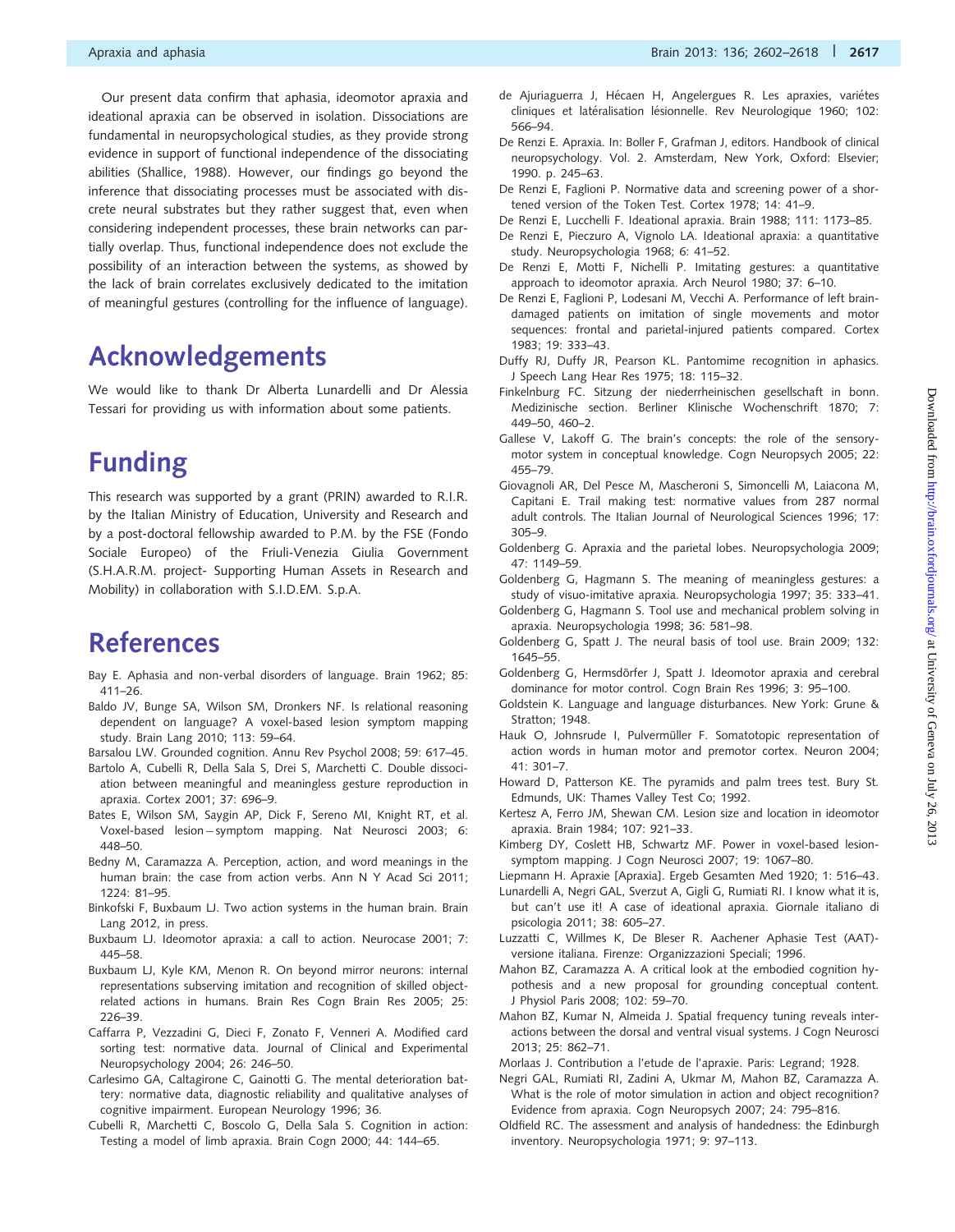Our present data confirm that aphasia, ideomotor apraxia and ideational apraxia can be observed in isolation. Dissociations are fundamental in neuropsychological studies, as they provide strong evidence in support of functional independence of the dissociating abilities (Shallice, 1988). However, our findings go beyond the inference that dissociating processes must be associated with discrete neural substrates but they rather suggest that, even when considering independent processes, these brain networks can partially overlap. Thus, functional independence does not exclude the possibility of an interaction between the systems, as showed by the lack of brain correlates exclusively dedicated to the imitation of meaningful gestures (controlling for the influence of language).

# Acknowledgements

We would like to thank Dr Alberta Lunardelli and Dr Alessia Tessari for providing us with information about some patients.

# Funding

This research was supported by a grant (PRIN) awarded to R.I.R. by the Italian Ministry of Education, University and Research and by a post-doctoral fellowship awarded to P.M. by the FSE (Fondo Sociale Europeo) of the Friuli-Venezia Giulia Government (S.H.A.R.M. project- Supporting Human Assets in Research and Mobility) in collaboration with S.I.DEM. S.p.A.

# References

Bay E. Aphasia and non-verbal disorders of language. Brain 1962; 85: 411–26.

Baldo JV, Bunge SA, Wilson SM, Dronkers NF. Is relational reasoning dependent on language? A voxel-based lesion symptom mapping study. Brain Lang 2010; 113: 59–64.

Barsalou LW. Grounded cognition. Annu Rev Psychol 2008; 59: 617–45.

Bartolo A, Cubelli R, Della Sala S, Drei S, Marchetti C. Double dissociation between meaningful and meaningless gesture reproduction in apraxia. Cortex 2001; 37: 696–9.

Bates E, Wilson SM, Saygin AP, Dick F, Sereno MI, Knight RT, et al. Voxel-based lesion – symptom mapping. Nat Neurosci 2003; 6: 448–50.

Bedny M, Caramazza A. Perception, action, and word meanings in the human brain: the case from action verbs. Ann N Y Acad Sci 2011; 1224: 81–95.

Binkofski F, Buxbaum LJ. Two action systems in the human brain. Brain Lang 2012, in press.

Buxbaum LJ. Ideomotor apraxia: a call to action. Neurocase 2001; 7: 445–58.

Buxbaum LJ, Kyle KM, Menon R. On beyond mirror neurons: internal representations subserving imitation and recognition of skilled object-related actions in humans. Brain Res Cogn Brain Res 2005; 25: 226–39.

Caffarra P, Vezzadini G, Dieci F, Zonato F, Venneri A. Modified card sorting test: normative data. Journal of Clinical and Experimental Neuropsychology 2004; 26: 246–50.

Carlesimo GA, Caltagirone C, Gainotti G. The mental deterioration battery: normative data, diagnostic reliability and qualitative analyses of cognitive impairment. European Neurology 1996; 36.

Cubelli R, Marchetti C, Boscolo G, Della Sala S. Cognition in action: Testing a model of limb apraxia. Brain Cogn 2000; 44: 144–65.

de Ajuriaguerra J, Hécaen H, Angelergues R. Les apraxies, variétes cliniques et latéralisation lésionnelle. Rev Neurologique 1960; 102: 566–94.

De Renzi E. Apraxia. In: Boller F, Grafman J, editors. Handbook of clinical neuropsychology. Vol. 2. Amsterdam, New York, Oxford: Elsevier; 1990. p. 245–63.

De Renzi E, Faglioni P. Normative data and screening power of a shortened version of the Token Test. Cortex 1978; 14: 41–9.

De Renzi E, Lucchelli F. Ideational apraxia. Brain 1988; 111: 1173–85.

De Renzi E, Pieczuro A, Vignolo LA. Ideational apraxia: a quantitative study. Neuropsychologia 1968; 6: 41–52.

De Renzi E, Motti F, Nichelli P. Imitating gestures: a quantitative approach to ideomotor apraxia. Arch Neurol 1980; 37: 6–10.

De Renzi E, Faglioni P, Lodesani M, Vecchi A. Performance of left brain-damaged patients on imitation of single movements and motor sequences: frontal and parietal-injured patients compared. Cortex 1983; 19: 333–43.

Duffy RJ, Duffy JR, Pearson KL. Pantomime recognition in aphasics. J Speech Lang Hear Res 1975; 18: 115–32.

Finkelnburg FC. Sitzung der niederrheinischen gesellschaft in bonn. Medizinische section. Berliner Klinische Wochenschrift 1870; 7: 449–50, 460–2.

Gallese V, Lakoff G. The brain's concepts: the role of the sensory-motor system in conceptual knowledge. Cogn Neuropsych 2005; 22: 455–79.

Giovagnoli AR, Del Pesce M, Mascheroni S, Simoncelli M, Laiacona M, Capitani E. Trail making test: normative values from 287 normal adult controls. The Italian Journal of Neurological Sciences 1996; 17: 305–9.

Goldenberg G. Apraxia and the parietal lobes. Neuropsychologia 2009; 47: 1149–59.

Goldenberg G, Hagmann S. The meaning of meaningless gestures: a study of visuo-imitative apraxia. Neuropsychologia 1997; 35: 333–41.

Goldenberg G, Hagmann S. Tool use and mechanical problem solving in apraxia. Neuropsychologia 1998; 36: 581–98.

Goldenberg G, Spatt J. The neural basis of tool use. Brain 2009; 132: 1645–55.

Goldenberg G, Hermsdörfer J, Spatt J. Ideomotor apraxia and cerebral dominance for motor control. Cogn Brain Res 1996; 3: 95–100.

Goldstein K. Language and language disturbances. New York: Grune & Stratton; 1948.

Hauk O, Johnsrude I, Pulvermüller F. Somatotopic representation of action words in human motor and premotor cortex. Neuron 2004; 41: 301–7.

Howard D, Patterson KE. The pyramids and palm trees test. Bury St. Edmunds, UK: Thames Valley Test Co; 1992.

Kertesz A, Ferro JM, Shewan CM. Lesion size and location in ideomotor apraxia. Brain 1984; 107: 921–33.

Kimberg DY, Coslett HB, Schwartz MF. Power in voxel-based lesion-symptom mapping. J Cogn Neurosci 2007; 19: 1067–80.

Liepmann H. Apraxie [Apraxia]. Ergeb Gesamten Med 1920; 1: 516–43.

Lunardelli A, Negri GAL, Sverzut A, Gigli G, Rumiati RI. I know what it is, but can't use it! A case of ideational apraxia. Giornale italiano di psicologia 2011; 38: 605–27.

Luzzatti C, Willmes K, De Bleser R. Aachener Aphasie Test (AAT)-versione italiana. Firenze: Organizzazioni Speciali; 1996.

Mahon BZ, Caramazza A. A critical look at the embodied cognition hypothesis and a new proposal for grounding conceptual content. J Physiol Paris 2008; 102: 59–70.

Mahon BZ, Kumar N, Almeida J. Spatial frequency tuning reveals interactions between the dorsal and ventral visual systems. J Cogn Neurosci 2013; 25: 862–71.

Morlaas J. Contribution a l'etude de l'apraxie. Paris: Legrand; 1928.

Negri GAL, Rumiati RI, Zadini A, Ukmar M, Mahon BZ, Caramazza A. What is the role of motor simulation in action and object recognition? Evidence from apraxia. Cogn Neuropsych 2007; 24: 795–816.

Oldfield RC. The assessment and analysis of handedness: the Edinburgh inventory. Neuropsychologia 1971; 9: 97–113.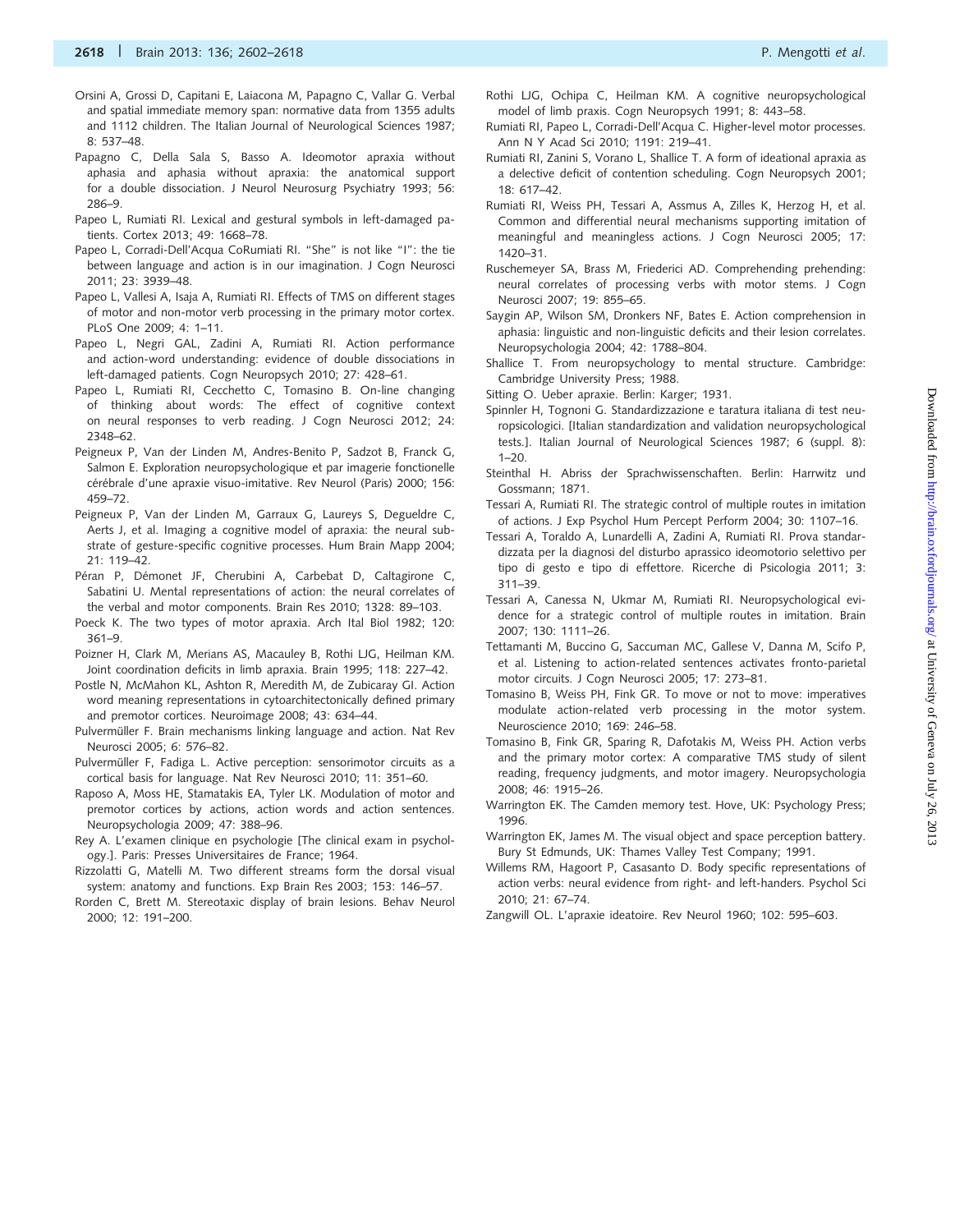Orsini A, Grossi D, Capitani E, Laiacona M, Papagno C, Vallar G. Verbal and spatial immediate memory span: normative data from 1355 adults and 1112 children. The Italian Journal of Neurological Sciences 1987; 8: 537–48.

Papagno C, Della Sala S, Basso A. Ideomotor apraxia without aphasia and aphasia without apraxia: the anatomical support for a double dissociation. J Neurol Neurosurg Psychiatry 1993; 56: 286–9.

Papeo L, Rumiati RI. Lexical and gestural symbols in left-damaged patients. Cortex 2013; 49: 1668–78.

Papeo L, Corradi-Dell'Acqua CoRumiati RI. "She" is not like "I": the tie between language and action is in our imagination. J Cogn Neurosci 2011; 23: 3939–48.

Papeo L, Vallesi A, Isaja A, Rumiati RI. Effects of TMS on different stages of motor and non-motor verb processing in the primary motor cortex. PLoS One 2009; 4: 1–11.

Papeo L, Negri GAL, Zadini A, Rumiati RI. Action performance and action-word understanding: evidence of double dissociations in left-damaged patients. Cogn Neuropsych 2010; 27: 428–61.

Papeo L, Rumiati RI, Cecchetto C, Tomasino B. On-line changing of thinking about words: The effect of cognitive context on neural responses to verb reading. J Cogn Neurosci 2012; 24: 2348–62.

Peigneux P, Van der Linden M, Andres-Benito P, Sadzot B, Franck G, Salmon E. Exploration neuropsychologique et par imagerie fonctionelle cérébrale d'une apraxie visuo-imitative. Rev Neurol (Paris) 2000; 156: 459–72.

Peigneux P, Van der Linden M, Garraux G, Laureys S, Degueldre C, Aerts J, et al. Imaging a cognitive model of apraxia: the neural substrate of gesture-specific cognitive processes. Hum Brain Mapp 2004; 21: 119–42.

Péran P, Démonet JF, Cherubini A, Carbebat D, Caltagirone C, Sabatini U. Mental representations of action: the neural correlates of the verbal and motor components. Brain Res 2010; 1328: 89–103.

Poeck K. The two types of motor apraxia. Arch Ital Biol 1982; 120: 361–9.

Poizner H, Clark M, Merians AS, Macauley B, Rothi LJG, Heilman KM. Joint coordination deficits in limb apraxia. Brain 1995; 118: 227–42.

Postle N, McMahon KL, Ashton R, Meredith M, de Zubicaray GI. Action word meaning representations in cytoarchitectonically defined primary and premotor cortices. Neuroimage 2008; 43: 634–44.

Pulvermüller F. Brain mechanisms linking language and action. Nat Rev Neurosci 2005; 6: 576–82.

Pulvermüller F, Fadiga L. Active perception: sensorimotor circuits as a cortical basis for language. Nat Rev Neurosci 2010; 11: 351–60.

Raposo A, Moss HE, Stamatakis EA, Tyler LK. Modulation of motor and premotor cortices by actions, action words and action sentences. Neuropsychologia 2009; 47: 388–96.

Rey A. L'examen clinique en psychologie [The clinical exam in psychology.]. Paris: Presses Universitaires de France; 1964.

Rizzolatti G, Matelli M. Two different streams form the dorsal visual system: anatomy and functions. Exp Brain Res 2003; 153: 146–57.

Rorden C, Brett M. Stereotaxic display of brain lesions. Behav Neurol 2000; 12: 191–200.

Rothi LJG, Ochipa C, Heilman KM. A cognitive neuropsychological model of limb praxis. Cogn Neuropsych 1991; 8: 443–58.

Rumiati RI, Papeo L, Corradi-Dell'Acqua C. Higher-level motor processes. Ann N Y Acad Sci 2010; 1191: 219–41.

Rumiati RI, Zanini S, Vorano L, Shallice T. A form of ideational apraxia as a delective deficit of contention scheduling. Cogn Neuropsych 2001; 18: 617–42.

Rumiati RI, Weiss PH, Tessari A, Assmus A, Zilles K, Herzog H, et al. Common and differential neural mechanisms supporting imitation of meaningful and meaningless actions. J Cogn Neurosci 2005; 17: 1420–31.

Ruschemeyer SA, Brass M, Friederici AD. Comprehending prehending: neural correlates of processing verbs with motor stems. J Cogn Neurosci 2007; 19: 855–65.

Saygin AP, Wilson SM, Dronkers NF, Bates E. Action comprehension in aphasia: linguistic and non-linguistic deficits and their lesion correlates. Neuropsychologia 2004; 42: 1788–804.

Shallice T. From neuropsychology to mental structure. Cambridge: Cambridge University Press; 1988.

Sitting O. Ueber apraxie. Berlin: Karger; 1931.

Spinnler H, Tognoni G. Standardizzazione e taratura italiana di test neuropsicologici. [Italian standardization and validation neuropsychological tests.]. Italian Journal of Neurological Sciences 1987; 6 (suppl. 8): 1–20.

Steinthal H. Abriss der Sprachwissenschaften. Berlin: Harrwitz und Gossmann; 1871.

Tessari A, Rumiati RI. The strategic control of multiple routes in imitation of actions. J Exp Psychol Hum Percept Perform 2004; 30: 1107–16.

Tessari A, Toraldo A, Lunardelli A, Zadini A, Rumiati RI. Prova standardizzata per la diagnosi del disturbo aprassico ideomotorio selettivo per tipo di gesto e tipo di effettore. Ricerche di Psicologia 2011; 3: 311–39.

Tessari A, Canessa N, Ukmar M, Rumiati RI. Neuropsychological evidence for a strategic control of multiple routes in imitation. Brain 2007; 130: 1111–26.

Tettamanti M, Buccino G, Saccuman MC, Gallese V, Danna M, Scifo P, et al. Listening to action-related sentences activates fronto-parietal motor circuits. J Cogn Neurosci 2005; 17: 273–81.

Tomasino B, Weiss PH, Fink GR. To move or not to move: imperatives modulate action-related verb processing in the motor system. Neuroscience 2010; 169: 246–58.

Tomasino B, Fink GR, Sparing R, Dafotakis M, Weiss PH. Action verbs and the primary motor cortex: A comparative TMS study of silent reading, frequency judgments, and motor imagery. Neuropsychologia 2008; 46: 1915–26.

Warrington EK. The Camden memory test. Hove, UK: Psychology Press; 1996.

Warrington EK, James M. The visual object and space perception battery. Bury St Edmunds, UK: Thames Valley Test Company; 1991.

Willems RM, Hagoort P, Casasanto D. Body specific representations of action verbs: neural evidence from right- and left-handers. Psychol Sci 2010; 21: 67–74.

Zangwill OL. L'apraxie ideatoire. Rev Neurol 1960; 102: 595–603.